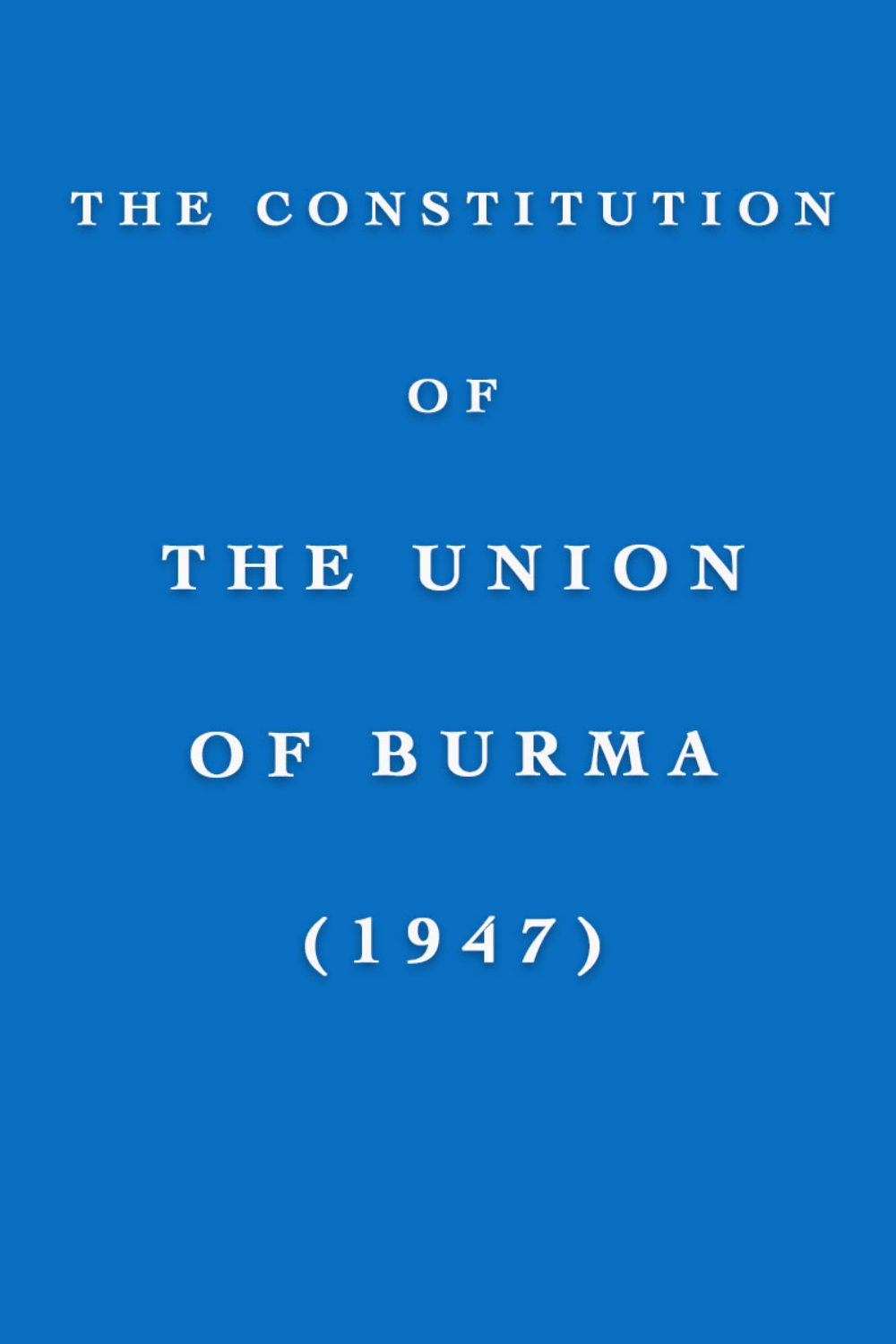# THE CONSTITUTION

# OF

# THE UNION

# OF BURMA

# (1947)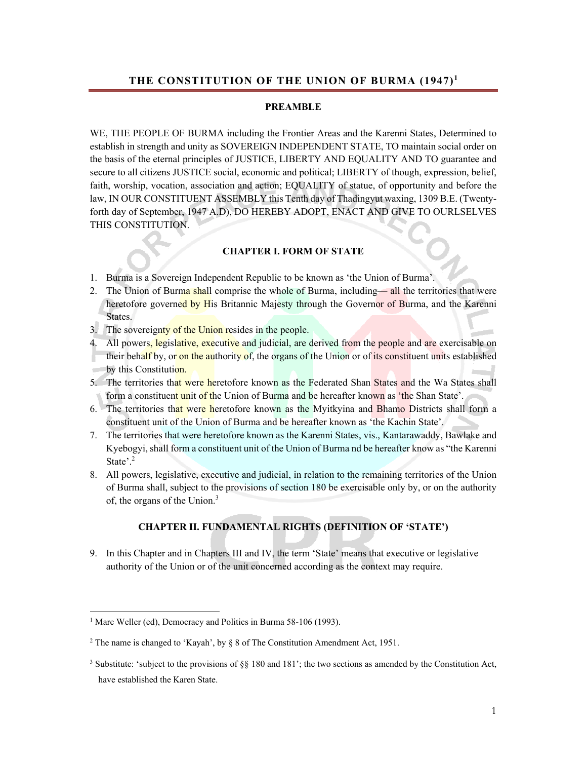## THE CONSTITUTION OF THE UNION OF BURMA (1947)[1]

### PREAMBLE

WE, THE PEOPLE OF BURMA including the Frontier Areas and the Karenni States, Determined to establish in strength and unity as SOVEREIGN INDEPENDENT STATE, TO maintain social order on the basis of the eternal principles of JUSTICE, LIBERTY AND EQUALITY AND TO guarantee and secure to all citizens JUSTICE social, economic and political; LIBERTY of though, expression, belief, faith, worship, vocation, association and action; EQUALITY of statue, of opportunity and before the law, IN OUR CONSTITUENT ASSEMBLY this Tenth day of Thadingyut waxing, 1309 B.E. (Twenty-forth day of September, 1947 A.D), DO HEREBY ADOPT, ENACT AND GIVE TO OURLSELVES THIS CONSTITUTION.

### CHAPTER I. FORM OF STATE

1. Burma is a Sovereign Independent Republic to be known as 'the Union of Burma'.
2. The Union of Burma shall comprise the whole of Burma, including— all the territories that were heretofore governed by His Britannic Majesty through the Governor of Burma, and the Karenni States.
3. The sovereignty of the Union resides in the people.
4. All powers, legislative, executive and judicial, are derived from the people and are exercisable on their behalf by, or on the authority of, the organs of the Union or of its constituent units established by this Constitution.
5. The territories that were heretofore known as the Federated Shan States and the Wa States shall form a constituent unit of the Union of Burma and be hereafter known as 'the Shan State'.
6. The territories that were heretofore known as the Myitkyina and Bhamo Districts shall form a constituent unit of the Union of Burma and be hereafter known as 'the Kachin State'.
7. The territories that were heretofore known as the Karenni States, vis., Kantarawaddy, Bawlake and Kyebogyi, shall form a constituent unit of the Union of Burma nd be hereafter know as "the Karenni State'.[2]
8. All powers, legislative, executive and judicial, in relation to the remaining territories of the Union of Burma shall, subject to the provisions of section 180 be exercisable only by, or on the authority of, the organs of the Union.[3]

### CHAPTER II. FUNDAMENTAL RIGHTS (DEFINITION OF 'STATE')

9. In this Chapter and in Chapters III and IV, the term 'State' means that executive or legislative authority of the Union or of the unit concerned according as the context may require.

---

[1] Marc Weller (ed), Democracy and Politics in Burma 58-106 (1993).

[2] The name is changed to 'Kayah', by § 8 of The Constitution Amendment Act, 1951.

[3] Substitute: 'subject to the provisions of §§ 180 and 181'; the two sections as amended by the Constitution Act, have established the Karen State.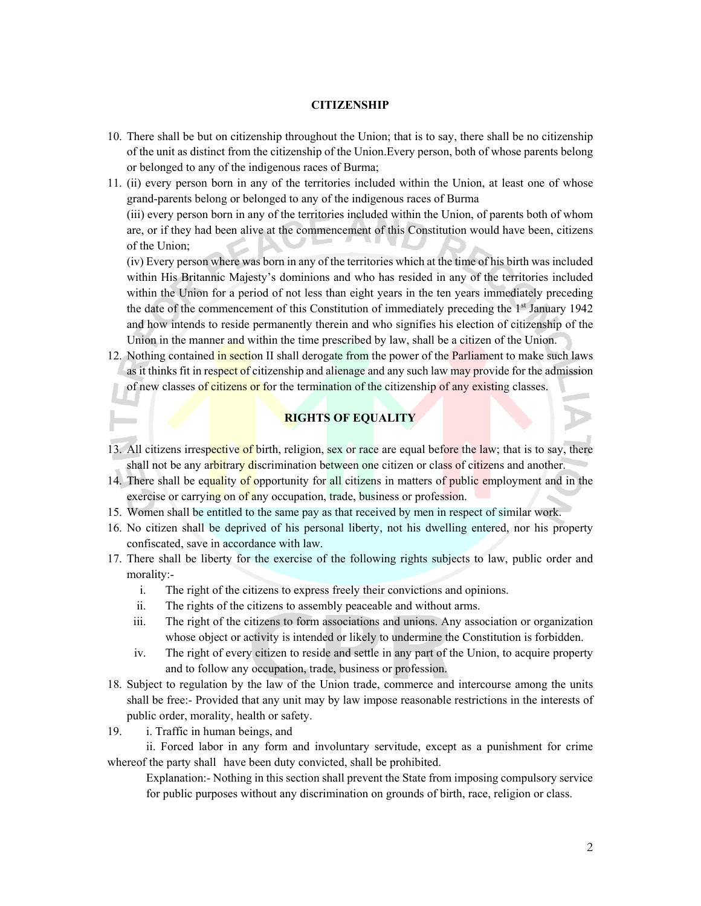## CITIZENSHIP

10. There shall be but on citizenship throughout the Union; that is to say, there shall be no citizenship of the unit as distinct from the citizenship of the Union.Every person, both of whose parents belong or belonged to any of the indigenous races of Burma;
11. (ii) every person born in any of the territories included within the Union, at least one of whose grand-parents belong or belonged to any of the indigenous races of Burma

    (iii) every person born in any of the territories included within the Union, of parents both of whom are, or if they had been alive at the commencement of this Constitution would have been, citizens of the Union;

    (iv) Every person where was born in any of the territories which at the time of his birth was included within His Britannic Majesty's dominions and who has resided in any of the territories included within the Union for a period of not less than eight years in the ten years immediately preceding the date of the commencement of this Constitution of immediately preceding the 1st January 1942 and how intends to reside permanently therein and who signifies his election of citizenship of the Union in the manner and within the time prescribed by law, shall be a citizen of the Union.
12. Nothing contained in section II shall derogate from the power of the Parliament to make such laws as it thinks fit in respect of citizenship and alienage and any such law may provide for the admission of new classes of citizens or for the termination of the citizenship of any existing classes.

## RIGHTS OF EQUALITY

13. All citizens irrespective of birth, religion, sex or race are equal before the law; that is to say, there shall not be any arbitrary discrimination between one citizen or class of citizens and another.
14. There shall be equality of opportunity for all citizens in matters of public employment and in the exercise or carrying on of any occupation, trade, business or profession.
15. Women shall be entitled to the same pay as that received by men in respect of similar work.
16. No citizen shall be deprived of his personal liberty, not his dwelling entered, nor his property confiscated, save in accordance with law.
17. There shall be liberty for the exercise of the following rights subjects to law, public order and morality:-
    i. The right of the citizens to express freely their convictions and opinions.
    ii. The rights of the citizens to assembly peaceable and without arms.
    iii. The right of the citizens to form associations and unions. Any association or organization whose object or activity is intended or likely to undermine the Constitution is forbidden.
    iv. The right of every citizen to reside and settle in any part of the Union, to acquire property and to follow any occupation, trade, business or profession.
18. Subject to regulation by the law of the Union trade, commerce and intercourse among the units shall be free:- Provided that any unit may by law impose reasonable restrictions in the interests of public order, morality, health or safety.
19. i. Traffic in human beings, and

    ii. Forced labor in any form and involuntary servitude, except as a punishment for crime whereof the party shall have been duty convicted, shall be prohibited.

    Explanation:- Nothing in this section shall prevent the State from imposing compulsory service for public purposes without any discrimination on grounds of birth, race, religion or class.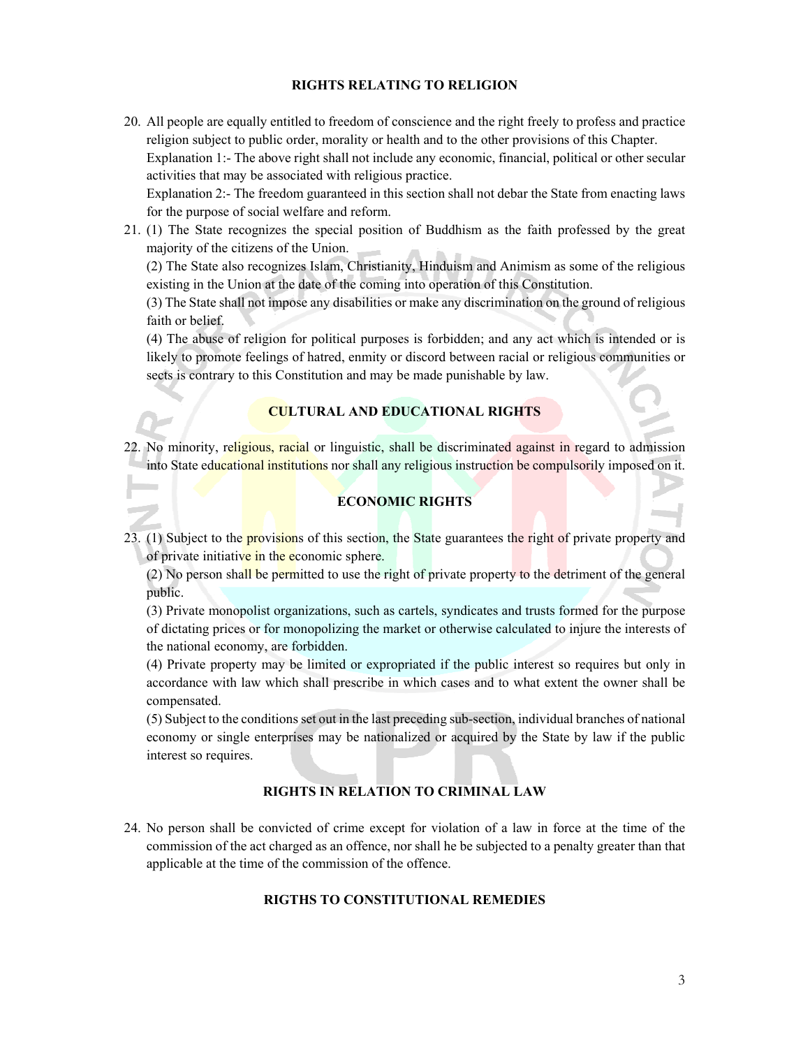## RIGHTS RELATING TO RELIGION

20. All people are equally entitled to freedom of conscience and the right freely to profess and practice religion subject to public order, morality or health and to the other provisions of this Chapter.
    Explanation 1:- The above right shall not include any economic, financial, political or other secular activities that may be associated with religious practice.
    Explanation 2:- The freedom guaranteed in this section shall not debar the State from enacting laws for the purpose of social welfare and reform.
21. (1) The State recognizes the special position of Buddhism as the faith professed by the great majority of the citizens of the Union.
    (2) The State also recognizes Islam, Christianity, Hinduism and Animism as some of the religious existing in the Union at the date of the coming into operation of this Constitution.
    (3) The State shall not impose any disabilities or make any discrimination on the ground of religious faith or belief.
    (4) The abuse of religion for political purposes is forbidden; and any act which is intended or is likely to promote feelings of hatred, enmity or discord between racial or religious communities or sects is contrary to this Constitution and may be made punishable by law.

## CULTURAL AND EDUCATIONAL RIGHTS

22. No minority, religious, racial or linguistic, shall be discriminated against in regard to admission into State educational institutions nor shall any religious instruction be compulsorily imposed on it.

## ECONOMIC RIGHTS

23. (1) Subject to the provisions of this section, the State guarantees the right of private property and of private initiative in the economic sphere.
    (2) No person shall be permitted to use the right of private property to the detriment of the general public.
    (3) Private monopolist organizations, such as cartels, syndicates and trusts formed for the purpose of dictating prices or for monopolizing the market or otherwise calculated to injure the interests of the national economy, are forbidden.
    (4) Private property may be limited or expropriated if the public interest so requires but only in accordance with law which shall prescribe in which cases and to what extent the owner shall be compensated.
    (5) Subject to the conditions set out in the last preceding sub-section, individual branches of national economy or single enterprises may be nationalized or acquired by the State by law if the public interest so requires.

## RIGHTS IN RELATION TO CRIMINAL LAW

24. No person shall be convicted of crime except for violation of a law in force at the time of the commission of the act charged as an offence, nor shall he be subjected to a penalty greater than that applicable at the time of the commission of the offence.

## RIGTHS TO CONSTITUTIONAL REMEDIES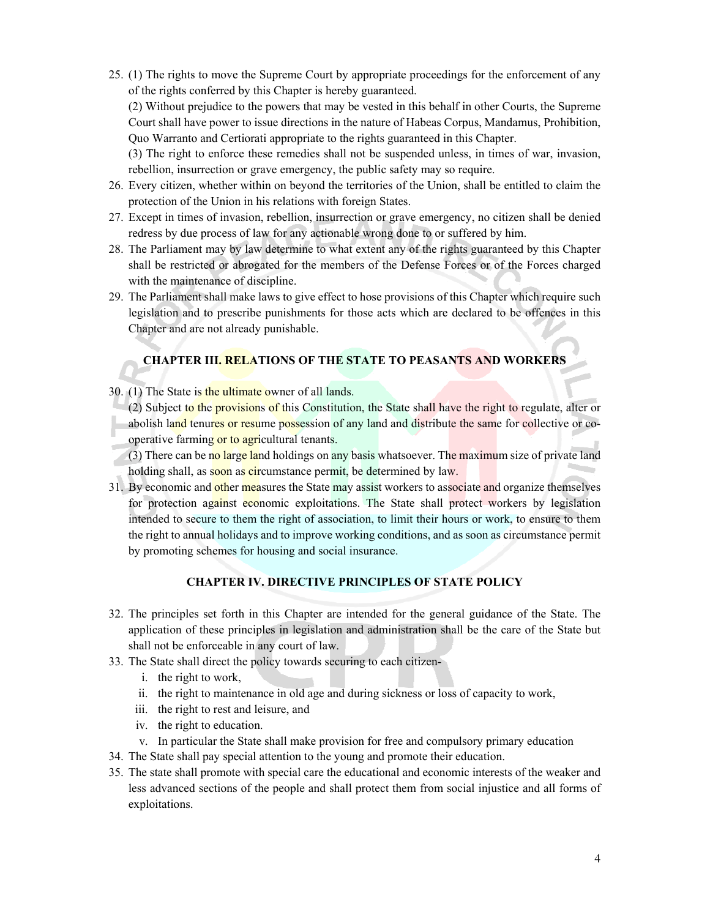25. (1) The rights to move the Supreme Court by appropriate proceedings for the enforcement of any of the rights conferred by this Chapter is hereby guaranteed.
(2) Without prejudice to the powers that may be vested in this behalf in other Courts, the Supreme Court shall have power to issue directions in the nature of Habeas Corpus, Mandamus, Prohibition, Quo Warranto and Certiorati appropriate to the rights guaranteed in this Chapter.
(3) The right to enforce these remedies shall not be suspended unless, in times of war, invasion, rebellion, insurrection or grave emergency, the public safety may so require.
26. Every citizen, whether within on beyond the territories of the Union, shall be entitled to claim the protection of the Union in his relations with foreign States.
27. Except in times of invasion, rebellion, insurrection or grave emergency, no citizen shall be denied redress by due process of law for any actionable wrong done to or suffered by him.
28. The Parliament may by law determine to what extent any of the rights guaranteed by this Chapter shall be restricted or abrogated for the members of the Defense Forces or of the Forces charged with the maintenance of discipline.
29. The Parliament shall make laws to give effect to hose provisions of this Chapter which require such legislation and to prescribe punishments for those acts which are declared to be offences in this Chapter and are not already punishable.

## CHAPTER III. RELATIONS OF THE STATE TO PEASANTS AND WORKERS

30. (1) The State is the ultimate owner of all lands.
(2) Subject to the provisions of this Constitution, the State shall have the right to regulate, alter or abolish land tenures or resume possession of any land and distribute the same for collective or co-operative farming or to agricultural tenants.
(3) There can be no large land holdings on any basis whatsoever. The maximum size of private land holding shall, as soon as circumstance permit, be determined by law.
31. By economic and other measures the State may assist workers to associate and organize themselves for protection against economic exploitations. The State shall protect workers by legislation intended to secure to them the right of association, to limit their hours or work, to ensure to them the right to annual holidays and to improve working conditions, and as soon as circumstance permit by promoting schemes for housing and social insurance.

## CHAPTER IV. DIRECTIVE PRINCIPLES OF STATE POLICY

32. The principles set forth in this Chapter are intended for the general guidance of the State. The application of these principles in legislation and administration shall be the care of the State but shall not be enforceable in any court of law.
33. The State shall direct the policy towards securing to each citizen-
    i. the right to work,
    ii. the right to maintenance in old age and during sickness or loss of capacity to work,
    iii. the right to rest and leisure, and
    iv. the right to education.
    v. In particular the State shall make provision for free and compulsory primary education
34. The State shall pay special attention to the young and promote their education.
35. The state shall promote with special care the educational and economic interests of the weaker and less advanced sections of the people and shall protect them from social injustice and all forms of exploitations.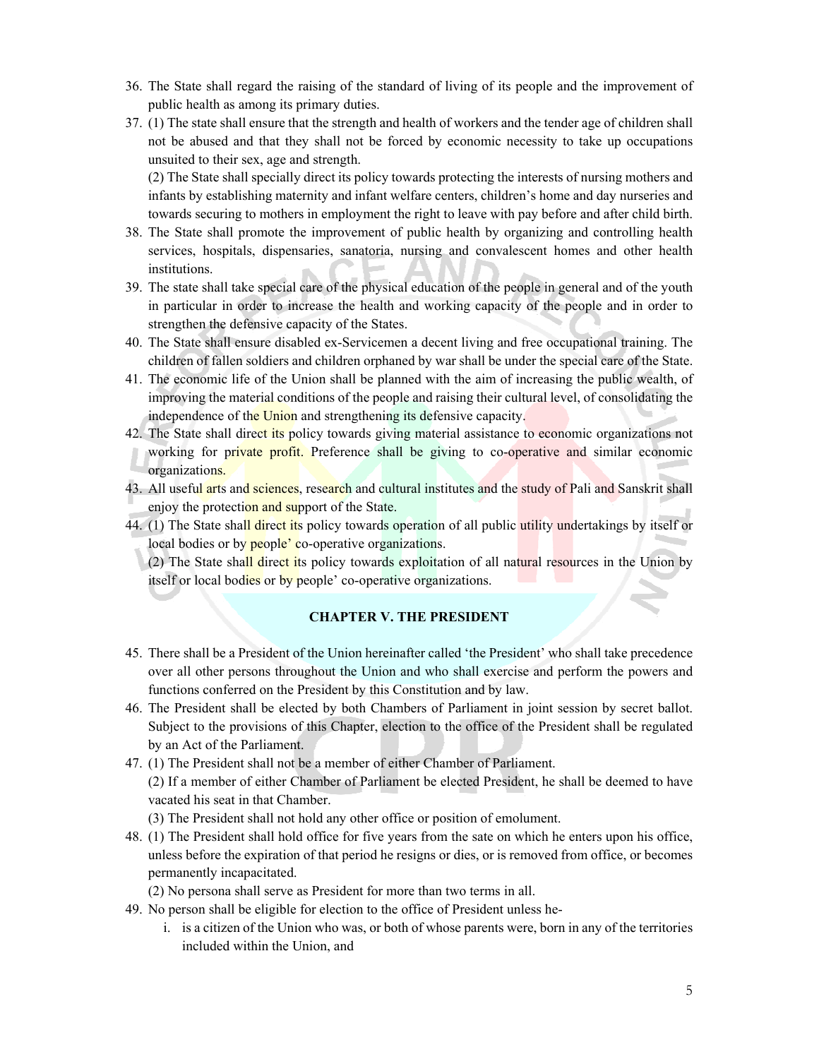36. The State shall regard the raising of the standard of living of its people and the improvement of public health as among its primary duties.
37. (1) The state shall ensure that the strength and health of workers and the tender age of children shall not be abused and that they shall not be forced by economic necessity to take up occupations unsuited to their sex, age and strength.

    (2) The State shall specially direct its policy towards protecting the interests of nursing mothers and infants by establishing maternity and infant welfare centers, children's home and day nurseries and towards securing to mothers in employment the right to leave with pay before and after child birth.
38. The State shall promote the improvement of public health by organizing and controlling health services, hospitals, dispensaries, sanatoria, nursing and convalescent homes and other health institutions.
39. The state shall take special care of the physical education of the people in general and of the youth in particular in order to increase the health and working capacity of the people and in order to strengthen the defensive capacity of the States.
40. The State shall ensure disabled ex-Servicemen a decent living and free occupational training. The children of fallen soldiers and children orphaned by war shall be under the special care of the State.
41. The economic life of the Union shall be planned with the aim of increasing the public wealth, of improving the material conditions of the people and raising their cultural level, of consolidating the independence of the Union and strengthening its defensive capacity.
42. The State shall direct its policy towards giving material assistance to economic organizations not working for private profit. Preference shall be giving to co-operative and similar economic organizations.
43. All useful arts and sciences, research and cultural institutes and the study of Pali and Sanskrit shall enjoy the protection and support of the State.
44. (1) The State shall direct its policy towards operation of all public utility undertakings by itself or local bodies or by people' co-operative organizations.

    (2) The State shall direct its policy towards exploitation of all natural resources in the Union by itself or local bodies or by people' co-operative organizations.

## CHAPTER V. THE PRESIDENT

45. There shall be a President of the Union hereinafter called 'the President' who shall take precedence over all other persons throughout the Union and who shall exercise and perform the powers and functions conferred on the President by this Constitution and by law.
46. The President shall be elected by both Chambers of Parliament in joint session by secret ballot. Subject to the provisions of this Chapter, election to the office of the President shall be regulated by an Act of the Parliament.
47. (1) The President shall not be a member of either Chamber of Parliament.

    (2) If a member of either Chamber of Parliament be elected President, he shall be deemed to have vacated his seat in that Chamber.

    (3) The President shall not hold any other office or position of emolument.
48. (1) The President shall hold office for five years from the sate on which he enters upon his office, unless before the expiration of that period he resigns or dies, or is removed from office, or becomes permanently incapacitated.

    (2) No persona shall serve as President for more than two terms in all.
49. No person shall be eligible for election to the office of President unless he-
    i. is a citizen of the Union who was, or both of whose parents were, born in any of the territories included within the Union, and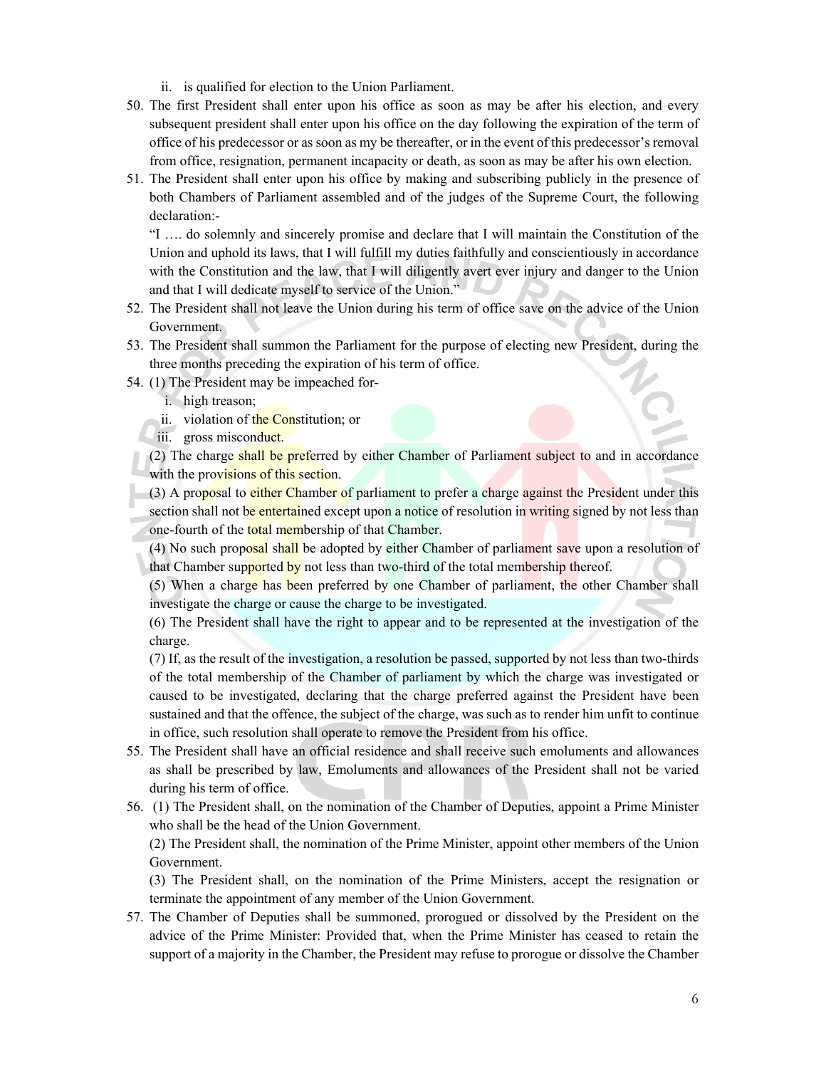ii. is qualified for election to the Union Parliament.

50. The first President shall enter upon his office as soon as may be after his election, and every subsequent president shall enter upon his office on the day following the expiration of the term of office of his predecessor or as soon as my be thereafter, or in the event of this predecessor's removal from office, resignation, permanent incapacity or death, as soon as may be after his own election.

51. The President shall enter upon his office by making and subscribing publicly in the presence of both Chambers of Parliament assembled and of the judges of the Supreme Court, the following declaration:-

    "I …. do solemnly and sincerely promise and declare that I will maintain the Constitution of the Union and uphold its laws, that I will fulfill my duties faithfully and conscientiously in accordance with the Constitution and the law, that I will diligently avert ever injury and danger to the Union and that I will dedicate myself to service of the Union."

52. The President shall not leave the Union during his term of office save on the advice of the Union Government.

53. The President shall summon the Parliament for the purpose of electing new President, during the three months preceding the expiration of his term of office.

54. (1) The President may be impeached for-

    i. high treason;
    ii. violation of the Constitution; or
    iii. gross misconduct.

    (2) The charge shall be preferred by either Chamber of Parliament subject to and in accordance with the provisions of this section.

    (3) A proposal to either Chamber of parliament to prefer a charge against the President under this section shall not be entertained except upon a notice of resolution in writing signed by not less than one-fourth of the total membership of that Chamber.

    (4) No such proposal shall be adopted by either Chamber of parliament save upon a resolution of that Chamber supported by not less than two-third of the total membership thereof.

    (5) When a charge has been preferred by one Chamber of parliament, the other Chamber shall investigate the charge or cause the charge to be investigated.

    (6) The President shall have the right to appear and to be represented at the investigation of the charge.

    (7) If, as the result of the investigation, a resolution be passed, supported by not less than two-thirds of the total membership of the Chamber of parliament by which the charge was investigated or caused to be investigated, declaring that the charge preferred against the President have been sustained and that the offence, the subject of the charge, was such as to render him unfit to continue in office, such resolution shall operate to remove the President from his office.

55. The President shall have an official residence and shall receive such emoluments and allowances as shall be prescribed by law, Emoluments and allowances of the President shall not be varied during his term of office.

56. (1) The President shall, on the nomination of the Chamber of Deputies, appoint a Prime Minister who shall be the head of the Union Government.

    (2) The President shall, the nomination of the Prime Minister, appoint other members of the Union Government.

    (3) The President shall, on the nomination of the Prime Ministers, accept the resignation or terminate the appointment of any member of the Union Government.

57. The Chamber of Deputies shall be summoned, prorogued or dissolved by the President on the advice of the Prime Minister: Provided that, when the Prime Minister has ceased to retain the support of a majority in the Chamber, the President may refuse to prorogue or dissolve the Chamber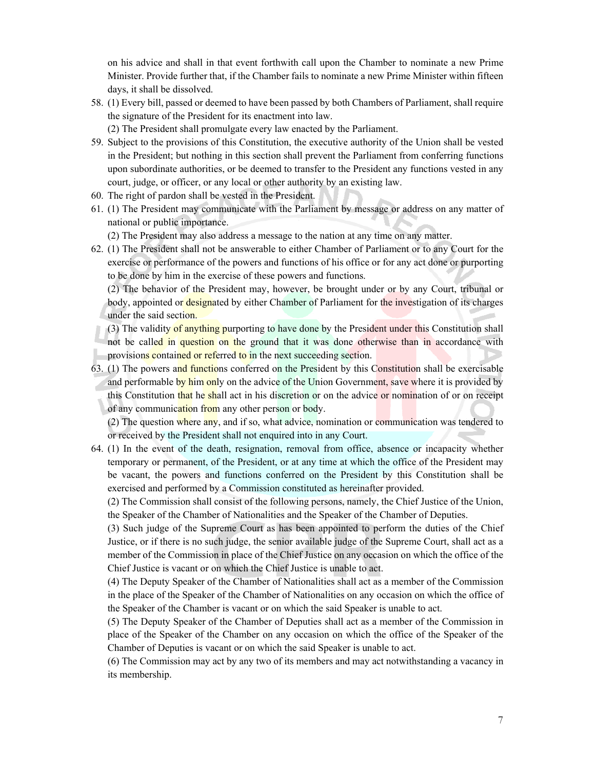on his advice and shall in that event forthwith call upon the Chamber to nominate a new Prime Minister. Provide further that, if the Chamber fails to nominate a new Prime Minister within fifteen days, it shall be dissolved.

58. (1) Every bill, passed or deemed to have been passed by both Chambers of Parliament, shall require the signature of the President for its enactment into law.
    (2) The President shall promulgate every law enacted by the Parliament.
59. Subject to the provisions of this Constitution, the executive authority of the Union shall be vested in the President; but nothing in this section shall prevent the Parliament from conferring functions upon subordinate authorities, or be deemed to transfer to the President any functions vested in any court, judge, or officer, or any local or other authority by an existing law.
60. The right of pardon shall be vested in the President.
61. (1) The President may communicate with the Parliament by message or address on any matter of national or public importance.
    (2) The President may also address a message to the nation at any time on any matter.
62. (1) The President shall not be answerable to either Chamber of Parliament or to any Court for the exercise or performance of the powers and functions of his office or for any act done or purporting to be done by him in the exercise of these powers and functions.
    (2) The behavior of the President may, however, be brought under or by any Court, tribunal or body, appointed or designated by either Chamber of Parliament for the investigation of its charges under the said section.
    (3) The validity of anything purporting to have done by the President under this Constitution shall not be called in question on the ground that it was done otherwise than in accordance with provisions contained or referred to in the next succeeding section.
63. (1) The powers and functions conferred on the President by this Constitution shall be exercisable and performable by him only on the advice of the Union Government, save where it is provided by this Constitution that he shall act in his discretion or on the advice or nomination of or on receipt of any communication from any other person or body.
    (2) The question where any, and if so, what advice, nomination or communication was tendered to or received by the President shall not enquired into in any Court.
64. (1) In the event of the death, resignation, removal from office, absence or incapacity whether temporary or permanent, of the President, or at any time at which the office of the President may be vacant, the powers and functions conferred on the President by this Constitution shall be exercised and performed by a Commission constituted as hereinafter provided.
    (2) The Commission shall consist of the following persons, namely, the Chief Justice of the Union, the Speaker of the Chamber of Nationalities and the Speaker of the Chamber of Deputies.
    (3) Such judge of the Supreme Court as has been appointed to perform the duties of the Chief Justice, or if there is no such judge, the senior available judge of the Supreme Court, shall act as a member of the Commission in place of the Chief Justice on any occasion on which the office of the Chief Justice is vacant or on which the Chief Justice is unable to act.
    (4) The Deputy Speaker of the Chamber of Nationalities shall act as a member of the Commission in the place of the Speaker of the Chamber of Nationalities on any occasion on which the office of the Speaker of the Chamber is vacant or on which the said Speaker is unable to act.
    (5) The Deputy Speaker of the Chamber of Deputies shall act as a member of the Commission in place of the Speaker of the Chamber on any occasion on which the office of the Speaker of the Chamber of Deputies is vacant or on which the said Speaker is unable to act.
    (6) The Commission may act by any two of its members and may act notwithstanding a vacancy in its membership.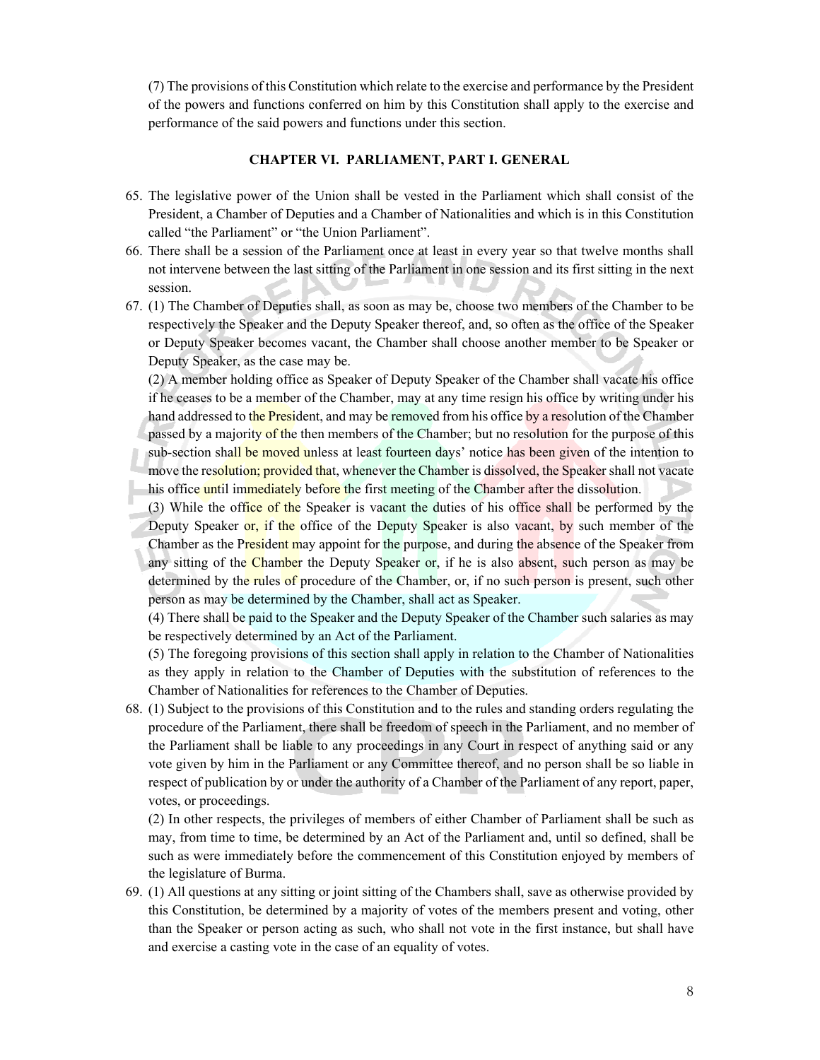(7) The provisions of this Constitution which relate to the exercise and performance by the President of the powers and functions conferred on him by this Constitution shall apply to the exercise and performance of the said powers and functions under this section.

### CHAPTER VI. PARLIAMENT, PART I. GENERAL

65. The legislative power of the Union shall be vested in the Parliament which shall consist of the President, a Chamber of Deputies and a Chamber of Nationalities and which is in this Constitution called "the Parliament" or "the Union Parliament".

66. There shall be a session of the Parliament once at least in every year so that twelve months shall not intervene between the last sitting of the Parliament in one session and its first sitting in the next session.

67. (1) The Chamber of Deputies shall, as soon as may be, choose two members of the Chamber to be respectively the Speaker and the Deputy Speaker thereof, and, so often as the office of the Speaker or Deputy Speaker becomes vacant, the Chamber shall choose another member to be Speaker or Deputy Speaker, as the case may be.

(2) A member holding office as Speaker of Deputy Speaker of the Chamber shall vacate his office if he ceases to be a member of the Chamber, may at any time resign his office by writing under his hand addressed to the President, and may be removed from his office by a resolution of the Chamber passed by a majority of the then members of the Chamber; but no resolution for the purpose of this sub-section shall be moved unless at least fourteen days' notice has been given of the intention to move the resolution; provided that, whenever the Chamber is dissolved, the Speaker shall not vacate his office until immediately before the first meeting of the Chamber after the dissolution.

(3) While the office of the Speaker is vacant the duties of his office shall be performed by the Deputy Speaker or, if the office of the Deputy Speaker is also vacant, by such member of the Chamber as the President may appoint for the purpose, and during the absence of the Speaker from any sitting of the Chamber the Deputy Speaker or, if he is also absent, such person as may be determined by the rules of procedure of the Chamber, or, if no such person is present, such other person as may be determined by the Chamber, shall act as Speaker.

(4) There shall be paid to the Speaker and the Deputy Speaker of the Chamber such salaries as may be respectively determined by an Act of the Parliament.

(5) The foregoing provisions of this section shall apply in relation to the Chamber of Nationalities as they apply in relation to the Chamber of Deputies with the substitution of references to the Chamber of Nationalities for references to the Chamber of Deputies.

68. (1) Subject to the provisions of this Constitution and to the rules and standing orders regulating the procedure of the Parliament, there shall be freedom of speech in the Parliament, and no member of the Parliament shall be liable to any proceedings in any Court in respect of anything said or any vote given by him in the Parliament or any Committee thereof, and no person shall be so liable in respect of publication by or under the authority of a Chamber of the Parliament of any report, paper, votes, or proceedings.

(2) In other respects, the privileges of members of either Chamber of Parliament shall be such as may, from time to time, be determined by an Act of the Parliament and, until so defined, shall be such as were immediately before the commencement of this Constitution enjoyed by members of the legislature of Burma.

69. (1) All questions at any sitting or joint sitting of the Chambers shall, save as otherwise provided by this Constitution, be determined by a majority of votes of the members present and voting, other than the Speaker or person acting as such, who shall not vote in the first instance, but shall have and exercise a casting vote in the case of an equality of votes.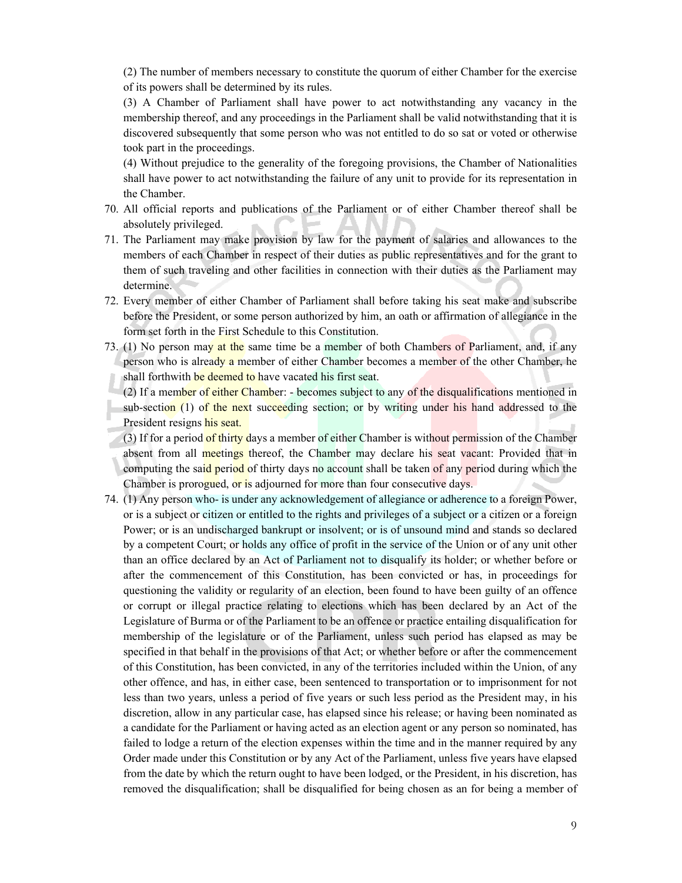(2) The number of members necessary to constitute the quorum of either Chamber for the exercise of its powers shall be determined by its rules.

(3) A Chamber of Parliament shall have power to act notwithstanding any vacancy in the membership thereof, and any proceedings in the Parliament shall be valid notwithstanding that it is discovered subsequently that some person who was not entitled to do so sat or voted or otherwise took part in the proceedings.

(4) Without prejudice to the generality of the foregoing provisions, the Chamber of Nationalities shall have power to act notwithstanding the failure of any unit to provide for its representation in the Chamber.

70. All official reports and publications of the Parliament or of either Chamber thereof shall be absolutely privileged.

71. The Parliament may make provision by law for the payment of salaries and allowances to the members of each Chamber in respect of their duties as public representatives and for the grant to them of such traveling and other facilities in connection with their duties as the Parliament may determine.

72. Every member of either Chamber of Parliament shall before taking his seat make and subscribe before the President, or some person authorized by him, an oath or affirmation of allegiance in the form set forth in the First Schedule to this Constitution.

73. (1) No person may at the same time be a member of both Chambers of Parliament, and, if any person who is already a member of either Chamber becomes a member of the other Chamber, he shall forthwith be deemed to have vacated his first seat.

(2) If a member of either Chamber: - becomes subject to any of the disqualifications mentioned in sub-section (1) of the next succeeding section; or by writing under his hand addressed to the President resigns his seat.

(3) If for a period of thirty days a member of either Chamber is without permission of the Chamber absent from all meetings thereof, the Chamber may declare his seat vacant: Provided that in computing the said period of thirty days no account shall be taken of any period during which the Chamber is prorogued, or is adjourned for more than four consecutive days.

74. (1) Any person who- is under any acknowledgement of allegiance or adherence to a foreign Power, or is a subject or citizen or entitled to the rights and privileges of a subject or a citizen or a foreign Power; or is an undischarged bankrupt or insolvent; or is of unsound mind and stands so declared by a competent Court; or holds any office of profit in the service of the Union or of any unit other than an office declared by an Act of Parliament not to disqualify its holder; or whether before or after the commencement of this Constitution, has been convicted or has, in proceedings for questioning the validity or regularity of an election, been found to have been guilty of an offence or corrupt or illegal practice relating to elections which has been declared by an Act of the Legislature of Burma or of the Parliament to be an offence or practice entailing disqualification for membership of the legislature or of the Parliament, unless such period has elapsed as may be specified in that behalf in the provisions of that Act; or whether before or after the commencement of this Constitution, has been convicted, in any of the territories included within the Union, of any other offence, and has, in either case, been sentenced to transportation or to imprisonment for not less than two years, unless a period of five years or such less period as the President may, in his discretion, allow in any particular case, has elapsed since his release; or having been nominated as a candidate for the Parliament or having acted as an election agent or any person so nominated, has failed to lodge a return of the election expenses within the time and in the manner required by any Order made under this Constitution or by any Act of the Parliament, unless five years have elapsed from the date by which the return ought to have been lodged, or the President, in his discretion, has removed the disqualification; shall be disqualified for being chosen as an for being a member of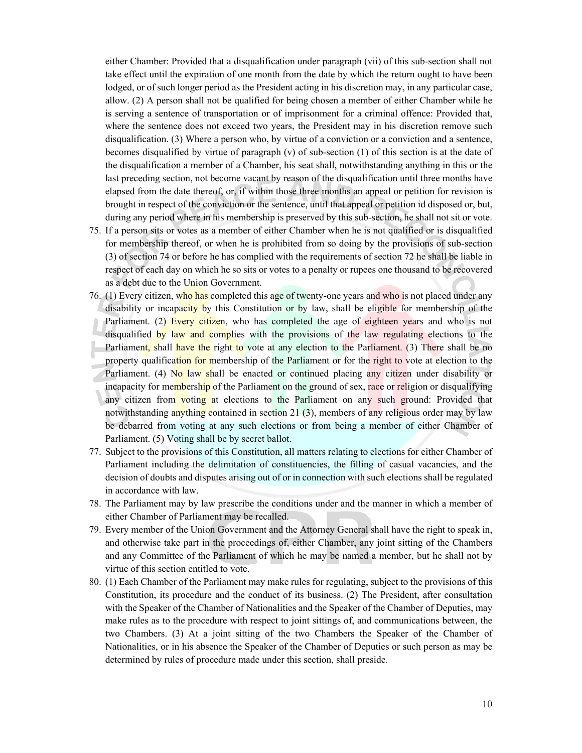either Chamber: Provided that a disqualification under paragraph (vii) of this sub-section shall not take effect until the expiration of one month from the date by which the return ought to have been lodged, or of such longer period as the President acting in his discretion may, in any particular case, allow. (2) A person shall not be qualified for being chosen a member of either Chamber while he is serving a sentence of transportation or of imprisonment for a criminal offence: Provided that, where the sentence does not exceed two years, the President may in his discretion remove such disqualification. (3) Where a person who, by virtue of a conviction or a conviction and a sentence, becomes disqualified by virtue of paragraph (v) of sub-section (1) of this section is at the date of the disqualification a member of a Chamber, his seat shall, notwithstanding anything in this or the last preceding section, not become vacant by reason of the disqualification until three months have elapsed from the date thereof, or, if within those three months an appeal or petition for revision is brought in respect of the conviction or the sentence, until that appeal or petition id disposed or, but, during any period where in his membership is preserved by this sub-section, he shall not sit or vote.

75. If a person sits or votes as a member of either Chamber when he is not qualified or is disqualified for membership thereof, or when he is prohibited from so doing by the provisions of sub-section (3) of section 74 or before he has complied with the requirements of section 72 he shall be liable in respect of each day on which he so sits or votes to a penalty or rupees one thousand to be recovered as a debt due to the Union Government.
76. (1) Every citizen, who has completed this age of twenty-one years and who is not placed under any disability or incapacity by this Constitution or by law, shall be eligible for membership of the Parliament. (2) Every citizen, who has completed the age of eighteen years and who is not disqualified by law and complies with the provisions of the law regulating elections to the Parliament, shall have the right to vote at any election to the Parliament. (3) There shall be no property qualification for membership of the Parliament or for the right to vote at election to the Parliament. (4) No law shall be enacted or continued placing any citizen under disability or incapacity for membership of the Parliament on the ground of sex, race or religion or disqualifying any citizen from voting at elections to the Parliament on any such ground: Provided that notwithstanding anything contained in section 21 (3), members of any religious order may by law be debarred from voting at any such elections or from being a member of either Chamber of Parliament. (5) Voting shall be by secret ballot.
77. Subject to the provisions of this Constitution, all matters relating to elections for either Chamber of Parliament including the delimitation of constituencies, the filling of casual vacancies, and the decision of doubts and disputes arising out of or in connection with such elections shall be regulated in accordance with law.
78. The Parliament may by law prescribe the conditions under and the manner in which a member of either Chamber of Parliament may be recalled.
79. Every member of the Union Government and the Attorney General shall have the right to speak in, and otherwise take part in the proceedings of, either Chamber, any joint sitting of the Chambers and any Committee of the Parliament of which he may be named a member, but he shall not by virtue of this section entitled to vote.
80. (1) Each Chamber of the Parliament may make rules for regulating, subject to the provisions of this Constitution, its procedure and the conduct of its business. (2) The President, after consultation with the Speaker of the Chamber of Nationalities and the Speaker of the Chamber of Deputies, may make rules as to the procedure with respect to joint sittings of, and communications between, the two Chambers. (3) At a joint sitting of the two Chambers the Speaker of the Chamber of Nationalities, or in his absence the Speaker of the Chamber of Deputies or such person as may be determined by rules of procedure made under this section, shall preside.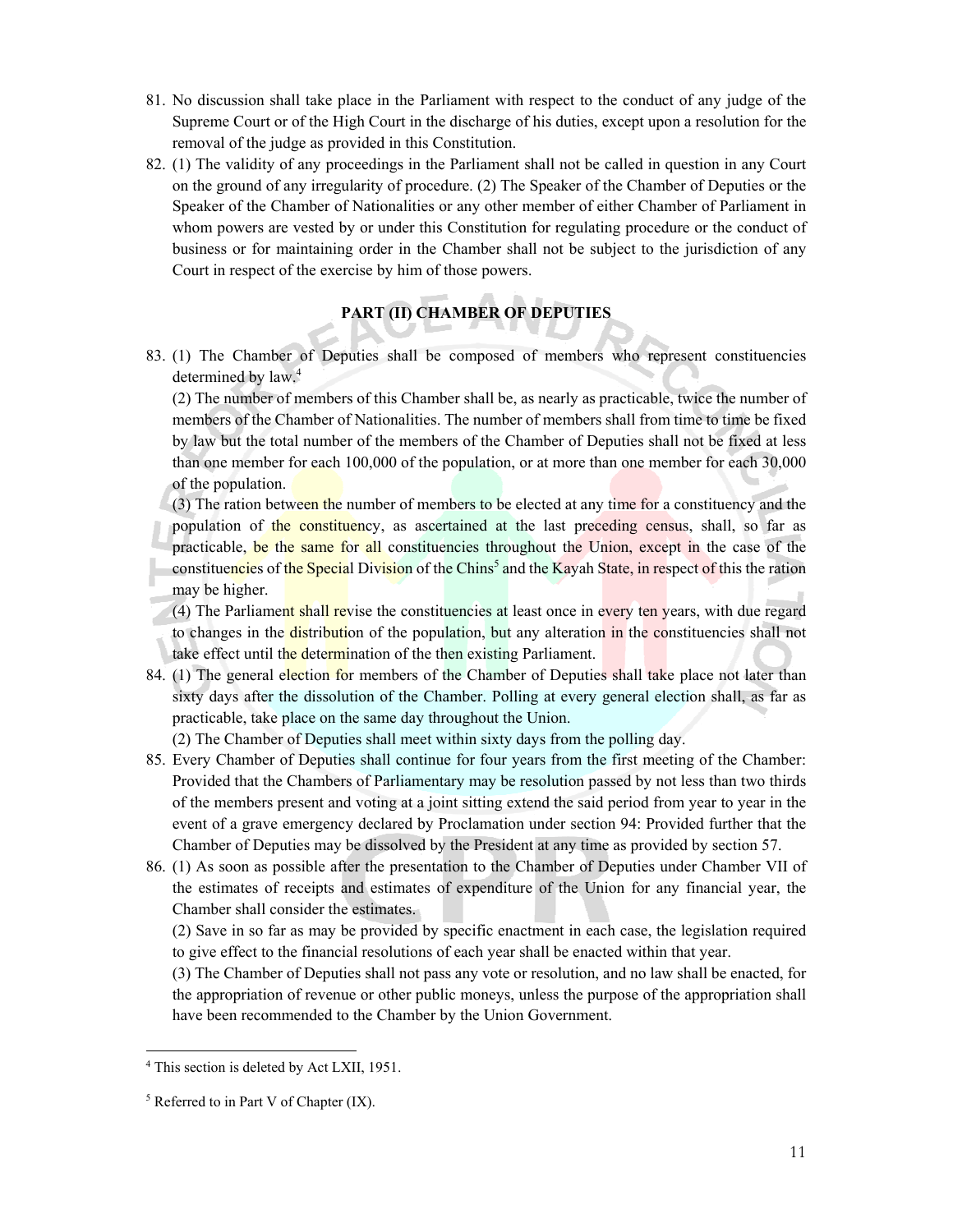81. No discussion shall take place in the Parliament with respect to the conduct of any judge of the Supreme Court or of the High Court in the discharge of his duties, except upon a resolution for the removal of the judge as provided in this Constitution.
82. (1) The validity of any proceedings in the Parliament shall not be called in question in any Court on the ground of any irregularity of procedure. (2) The Speaker of the Chamber of Deputies or the Speaker of the Chamber of Nationalities or any other member of either Chamber of Parliament in whom powers are vested by or under this Constitution for regulating procedure or the conduct of business or for maintaining order in the Chamber shall not be subject to the jurisdiction of any Court in respect of the exercise by him of those powers.

## PART (II) CHAMBER OF DEPUTIES

83. (1) The Chamber of Deputies shall be composed of members who represent constituencies determined by law.[4]

    (2) The number of members of this Chamber shall be, as nearly as practicable, twice the number of members of the Chamber of Nationalities. The number of members shall from time to time be fixed by law but the total number of the members of the Chamber of Deputies shall not be fixed at less than one member for each 100,000 of the population, or at more than one member for each 30,000 of the population.

    (3) The ration between the number of members to be elected at any time for a constituency and the population of the constituency, as ascertained at the last preceding census, shall, so far as practicable, be the same for all constituencies throughout the Union, except in the case of the constituencies of the Special Division of the Chins[5] and the Kayah State, in respect of this the ration may be higher.

    (4) The Parliament shall revise the constituencies at least once in every ten years, with due regard to changes in the distribution of the population, but any alteration in the constituencies shall not take effect until the determination of the then existing Parliament.
84. (1) The general election for members of the Chamber of Deputies shall take place not later than sixty days after the dissolution of the Chamber. Polling at every general election shall, as far as practicable, take place on the same day throughout the Union.

    (2) The Chamber of Deputies shall meet within sixty days from the polling day.
85. Every Chamber of Deputies shall continue for four years from the first meeting of the Chamber: Provided that the Chambers of Parliamentary may be resolution passed by not less than two thirds of the members present and voting at a joint sitting extend the said period from year to year in the event of a grave emergency declared by Proclamation under section 94: Provided further that the Chamber of Deputies may be dissolved by the President at any time as provided by section 57.
86. (1) As soon as possible after the presentation to the Chamber of Deputies under Chamber VII of the estimates of receipts and estimates of expenditure of the Union for any financial year, the Chamber shall consider the estimates.

    (2) Save in so far as may be provided by specific enactment in each case, the legislation required to give effect to the financial resolutions of each year shall be enacted within that year.

    (3) The Chamber of Deputies shall not pass any vote or resolution, and no law shall be enacted, for the appropriation of revenue or other public moneys, unless the purpose of the appropriation shall have been recommended to the Chamber by the Union Government.

---

[4] This section is deleted by Act LXII, 1951.

[5] Referred to in Part V of Chapter (IX).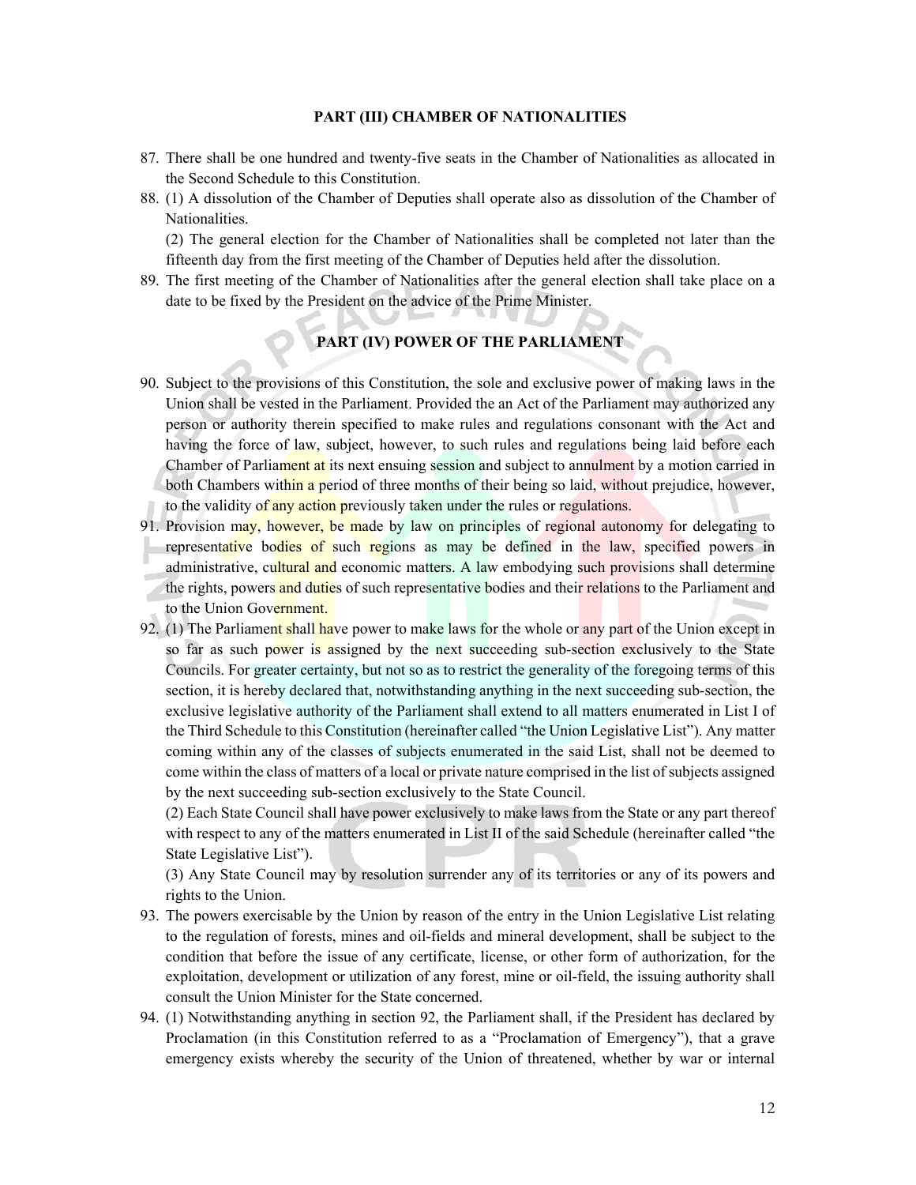## PART (III) CHAMBER OF NATIONALITIES

87. There shall be one hundred and twenty-five seats in the Chamber of Nationalities as allocated in the Second Schedule to this Constitution.

88. (1) A dissolution of the Chamber of Deputies shall operate also as dissolution of the Chamber of Nationalities.

    (2) The general election for the Chamber of Nationalities shall be completed not later than the fifteenth day from the first meeting of the Chamber of Deputies held after the dissolution.

89. The first meeting of the Chamber of Nationalities after the general election shall take place on a date to be fixed by the President on the advice of the Prime Minister.

## PART (IV) POWER OF THE PARLIAMENT

90. Subject to the provisions of this Constitution, the sole and exclusive power of making laws in the Union shall be vested in the Parliament. Provided the an Act of the Parliament may authorized any person or authority therein specified to make rules and regulations consonant with the Act and having the force of law, subject, however, to such rules and regulations being laid before each Chamber of Parliament at its next ensuing session and subject to annulment by a motion carried in both Chambers within a period of three months of their being so laid, without prejudice, however, to the validity of any action previously taken under the rules or regulations.

91. Provision may, however, be made by law on principles of regional autonomy for delegating to representative bodies of such regions as may be defined in the law, specified powers in administrative, cultural and economic matters. A law embodying such provisions shall determine the rights, powers and duties of such representative bodies and their relations to the Parliament and to the Union Government.

92. (1) The Parliament shall have power to make laws for the whole or any part of the Union except in so far as such power is assigned by the next succeeding sub-section exclusively to the State Councils. For greater certainty, but not so as to restrict the generality of the foregoing terms of this section, it is hereby declared that, notwithstanding anything in the next succeeding sub-section, the exclusive legislative authority of the Parliament shall extend to all matters enumerated in List I of the Third Schedule to this Constitution (hereinafter called "the Union Legislative List"). Any matter coming within any of the classes of subjects enumerated in the said List, shall not be deemed to come within the class of matters of a local or private nature comprised in the list of subjects assigned by the next succeeding sub-section exclusively to the State Council.

    (2) Each State Council shall have power exclusively to make laws from the State or any part thereof with respect to any of the matters enumerated in List II of the said Schedule (hereinafter called "the State Legislative List").

    (3) Any State Council may by resolution surrender any of its territories or any of its powers and rights to the Union.

93. The powers exercisable by the Union by reason of the entry in the Union Legislative List relating to the regulation of forests, mines and oil-fields and mineral development, shall be subject to the condition that before the issue of any certificate, license, or other form of authorization, for the exploitation, development or utilization of any forest, mine or oil-field, the issuing authority shall consult the Union Minister for the State concerned.

94. (1) Notwithstanding anything in section 92, the Parliament shall, if the President has declared by Proclamation (in this Constitution referred to as a "Proclamation of Emergency"), that a grave emergency exists whereby the security of the Union of threatened, whether by war or internal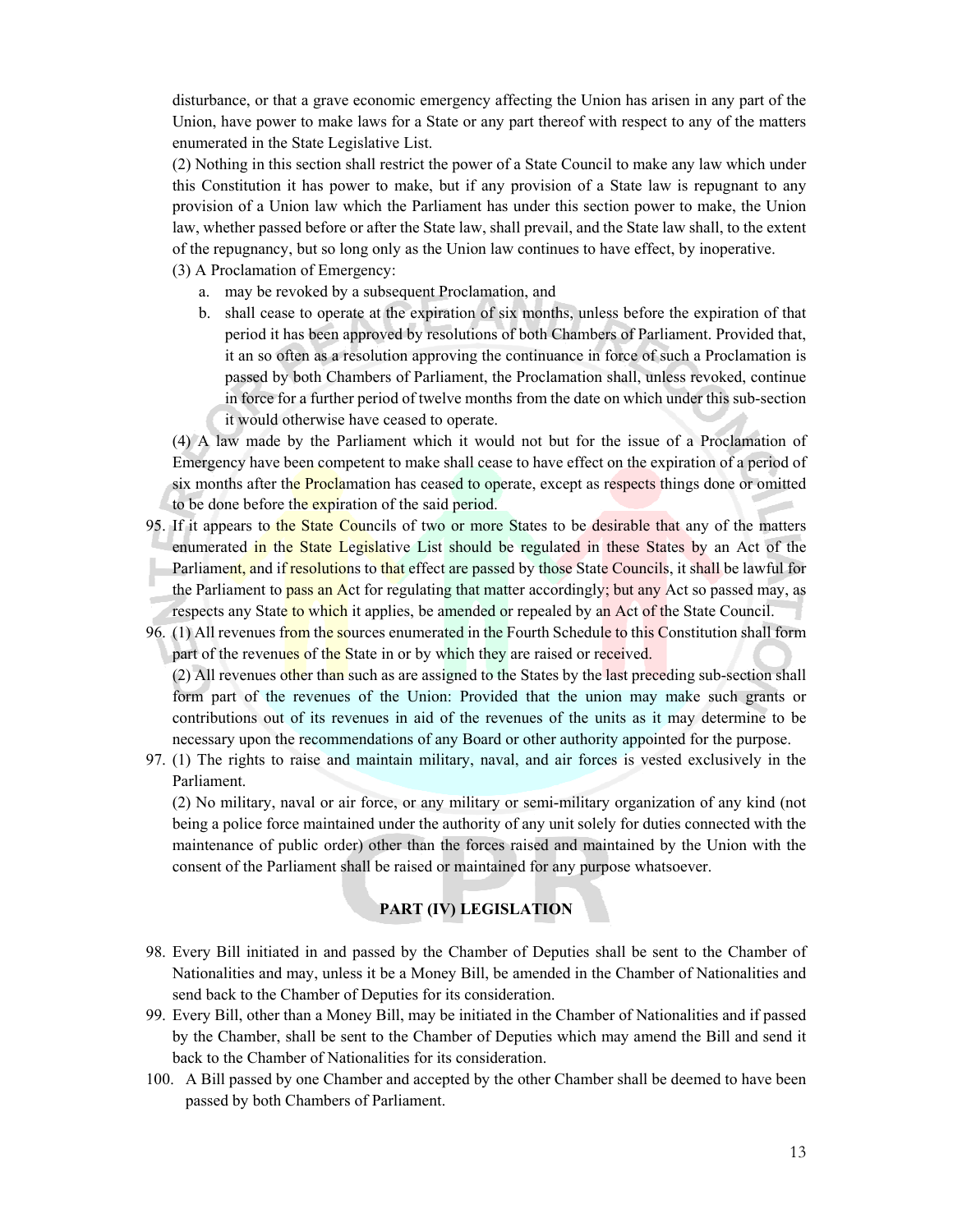disturbance, or that a grave economic emergency affecting the Union has arisen in any part of the Union, have power to make laws for a State or any part thereof with respect to any of the matters enumerated in the State Legislative List.

(2) Nothing in this section shall restrict the power of a State Council to make any law which under this Constitution it has power to make, but if any provision of a State law is repugnant to any provision of a Union law which the Parliament has under this section power to make, the Union law, whether passed before or after the State law, shall prevail, and the State law shall, to the extent of the repugnancy, but so long only as the Union law continues to have effect, by inoperative.

(3) A Proclamation of Emergency:

a. may be revoked by a subsequent Proclamation, and
b. shall cease to operate at the expiration of six months, unless before the expiration of that period it has been approved by resolutions of both Chambers of Parliament. Provided that, it an so often as a resolution approving the continuance in force of such a Proclamation is passed by both Chambers of Parliament, the Proclamation shall, unless revoked, continue in force for a further period of twelve months from the date on which under this sub-section it would otherwise have ceased to operate.

(4) A law made by the Parliament which it would not but for the issue of a Proclamation of Emergency have been competent to make shall cease to have effect on the expiration of a period of six months after the Proclamation has ceased to operate, except as respects things done or omitted to be done before the expiration of the said period.

95. If it appears to the State Councils of two or more States to be desirable that any of the matters enumerated in the State Legislative List should be regulated in these States by an Act of the Parliament, and if resolutions to that effect are passed by those State Councils, it shall be lawful for the Parliament to pass an Act for regulating that matter accordingly; but any Act so passed may, as respects any State to which it applies, be amended or repealed by an Act of the State Council.

96. (1) All revenues from the sources enumerated in the Fourth Schedule to this Constitution shall form part of the revenues of the State in or by which they are raised or received.

    (2) All revenues other than such as are assigned to the States by the last preceding sub-section shall form part of the revenues of the Union: Provided that the union may make such grants or contributions out of its revenues in aid of the revenues of the units as it may determine to be necessary upon the recommendations of any Board or other authority appointed for the purpose.

97. (1) The rights to raise and maintain military, naval, and air forces is vested exclusively in the Parliament.

    (2) No military, naval or air force, or any military or semi-military organization of any kind (not being a police force maintained under the authority of any unit solely for duties connected with the maintenance of public order) other than the forces raised and maintained by the Union with the consent of the Parliament shall be raised or maintained for any purpose whatsoever.

## PART (IV) LEGISLATION

98. Every Bill initiated in and passed by the Chamber of Deputies shall be sent to the Chamber of Nationalities and may, unless it be a Money Bill, be amended in the Chamber of Nationalities and send back to the Chamber of Deputies for its consideration.

99. Every Bill, other than a Money Bill, may be initiated in the Chamber of Nationalities and if passed by the Chamber, shall be sent to the Chamber of Deputies which may amend the Bill and send it back to the Chamber of Nationalities for its consideration.

100. A Bill passed by one Chamber and accepted by the other Chamber shall be deemed to have been passed by both Chambers of Parliament.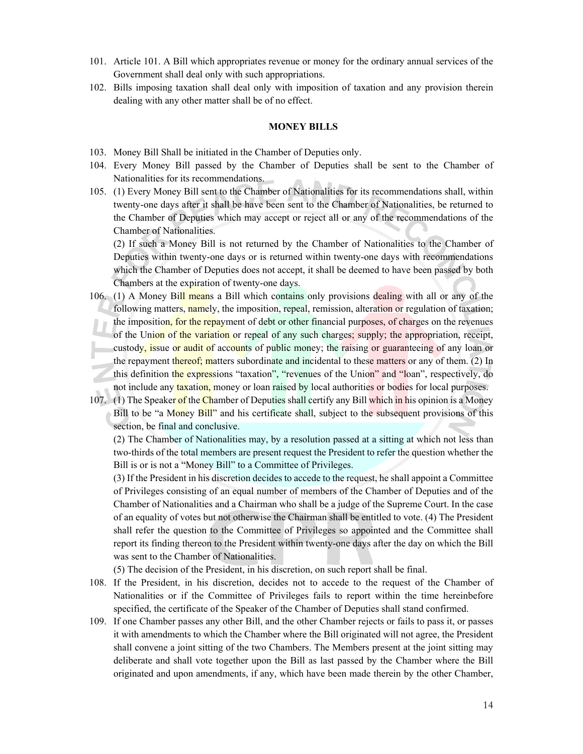101. Article 101. A Bill which appropriates revenue or money for the ordinary annual services of the Government shall deal only with such appropriations.
102. Bills imposing taxation shall deal only with imposition of taxation and any provision therein dealing with any other matter shall be of no effect.

**MONEY BILLS**

103. Money Bill Shall be initiated in the Chamber of Deputies only.
104. Every Money Bill passed by the Chamber of Deputies shall be sent to the Chamber of Nationalities for its recommendations.
105. (1) Every Money Bill sent to the Chamber of Nationalities for its recommendations shall, within twenty-one days after it shall be have been sent to the Chamber of Nationalities, be returned to the Chamber of Deputies which may accept or reject all or any of the recommendations of the Chamber of Nationalities.

     (2) If such a Money Bill is not returned by the Chamber of Nationalities to the Chamber of Deputies within twenty-one days or is returned within twenty-one days with recommendations which the Chamber of Deputies does not accept, it shall be deemed to have been passed by both Chambers at the expiration of twenty-one days.
106. (1) A Money Bill means a Bill which contains only provisions dealing with all or any of the following matters, namely, the imposition, repeal, remission, alteration or regulation of taxation; the imposition, for the repayment of debt or other financial purposes, of charges on the revenues of the Union of the variation or repeal of any such charges; supply; the appropriation, receipt, custody, issue or audit of accounts of public money; the raising or guaranteeing of any loan or the repayment thereof; matters subordinate and incidental to these matters or any of them. (2) In this definition the expressions "taxation", "revenues of the Union" and "loan", respectively, do not include any taxation, money or loan raised by local authorities or bodies for local purposes.
107. (1) The Speaker of the Chamber of Deputies shall certify any Bill which in his opinion is a Money Bill to be "a Money Bill" and his certificate shall, subject to the subsequent provisions of this section, be final and conclusive.

     (2) The Chamber of Nationalities may, by a resolution passed at a sitting at which not less than two-thirds of the total members are present request the President to refer the question whether the Bill is or is not a "Money Bill" to a Committee of Privileges.

     (3) If the President in his discretion decides to accede to the request, he shall appoint a Committee of Privileges consisting of an equal number of members of the Chamber of Deputies and of the Chamber of Nationalities and a Chairman who shall be a judge of the Supreme Court. In the case of an equality of votes but not otherwise the Chairman shall be entitled to vote. (4) The President shall refer the question to the Committee of Privileges so appointed and the Committee shall report its finding thereon to the President within twenty-one days after the day on which the Bill was sent to the Chamber of Nationalities.

     (5) The decision of the President, in his discretion, on such report shall be final.
108. If the President, in his discretion, decides not to accede to the request of the Chamber of Nationalities or if the Committee of Privileges fails to report within the time hereinbefore specified, the certificate of the Speaker of the Chamber of Deputies shall stand confirmed.
109. If one Chamber passes any other Bill, and the other Chamber rejects or fails to pass it, or passes it with amendments to which the Chamber where the Bill originated will not agree, the President shall convene a joint sitting of the two Chambers. The Members present at the joint sitting may deliberate and shall vote together upon the Bill as last passed by the Chamber where the Bill originated and upon amendments, if any, which have been made therein by the other Chamber,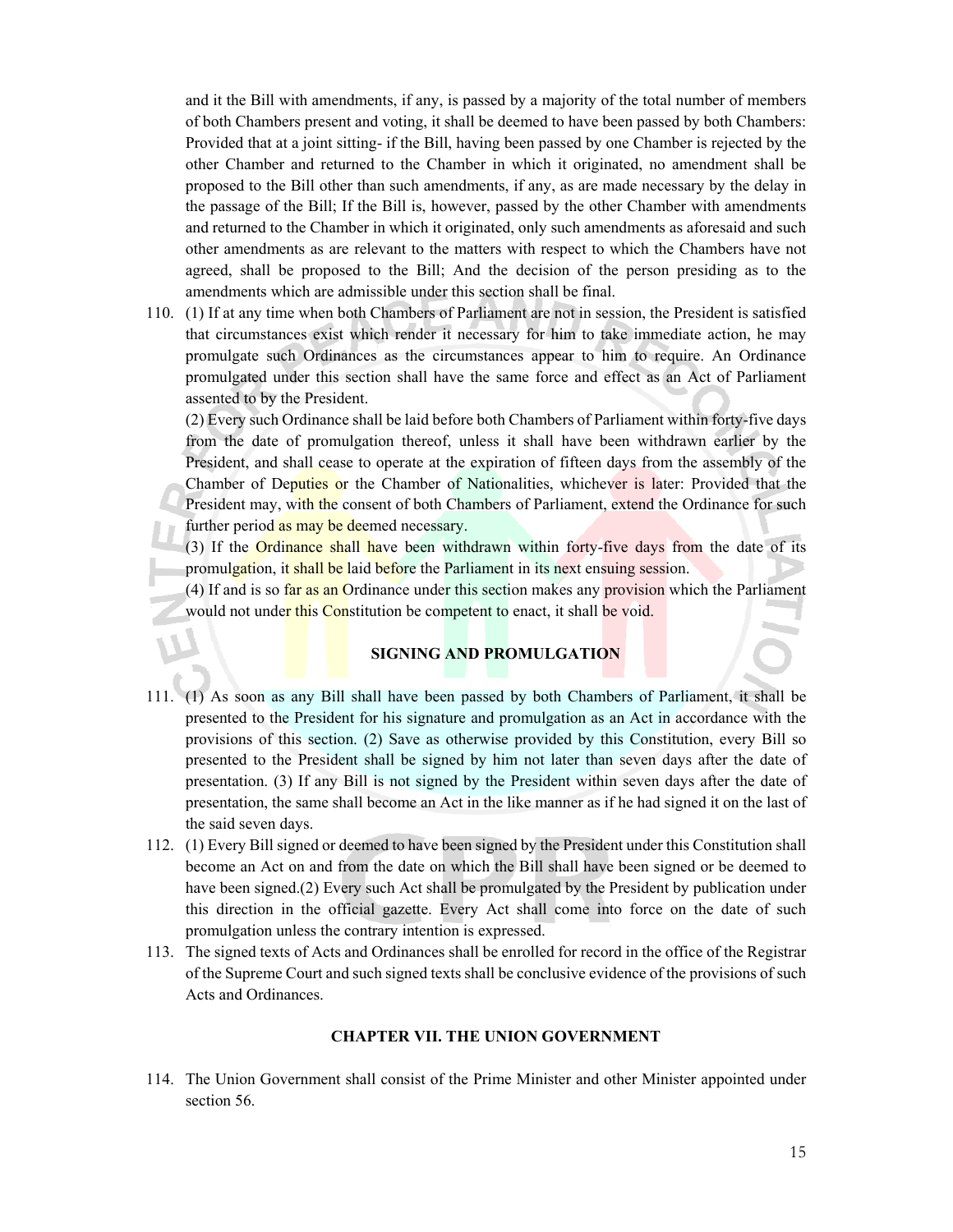and it the Bill with amendments, if any, is passed by a majority of the total number of members of both Chambers present and voting, it shall be deemed to have been passed by both Chambers: Provided that at a joint sitting- if the Bill, having been passed by one Chamber is rejected by the other Chamber and returned to the Chamber in which it originated, no amendment shall be proposed to the Bill other than such amendments, if any, as are made necessary by the delay in the passage of the Bill; If the Bill is, however, passed by the other Chamber with amendments and returned to the Chamber in which it originated, only such amendments as aforesaid and such other amendments as are relevant to the matters with respect to which the Chambers have not agreed, shall be proposed to the Bill; And the decision of the person presiding as to the amendments which are admissible under this section shall be final.

110. (1) If at any time when both Chambers of Parliament are not in session, the President is satisfied that circumstances exist which render it necessary for him to take immediate action, he may promulgate such Ordinances as the circumstances appear to him to require. An Ordinance promulgated under this section shall have the same force and effect as an Act of Parliament assented to by the President.
(2) Every such Ordinance shall be laid before both Chambers of Parliament within forty-five days from the date of promulgation thereof, unless it shall have been withdrawn earlier by the President, and shall cease to operate at the expiration of fifteen days from the assembly of the Chamber of Deputies or the Chamber of Nationalities, whichever is later: Provided that the President may, with the consent of both Chambers of Parliament, extend the Ordinance for such further period as may be deemed necessary.
(3) If the Ordinance shall have been withdrawn within forty-five days from the date of its promulgation, it shall be laid before the Parliament in its next ensuing session.
(4) If and is so far as an Ordinance under this section makes any provision which the Parliament would not under this Constitution be competent to enact, it shall be void.

### SIGNING AND PROMULGATION

111. (1) As soon as any Bill shall have been passed by both Chambers of Parliament, it shall be presented to the President for his signature and promulgation as an Act in accordance with the provisions of this section. (2) Save as otherwise provided by this Constitution, every Bill so presented to the President shall be signed by him not later than seven days after the date of presentation. (3) If any Bill is not signed by the President within seven days after the date of presentation, the same shall become an Act in the like manner as if he had signed it on the last of the said seven days.

112. (1) Every Bill signed or deemed to have been signed by the President under this Constitution shall become an Act on and from the date on which the Bill shall have been signed or be deemed to have been signed.(2) Every such Act shall be promulgated by the President by publication under this direction in the official gazette. Every Act shall come into force on the date of such promulgation unless the contrary intention is expressed.

113. The signed texts of Acts and Ordinances shall be enrolled for record in the office of the Registrar of the Supreme Court and such signed texts shall be conclusive evidence of the provisions of such Acts and Ordinances.

## CHAPTER VII. THE UNION GOVERNMENT

114. The Union Government shall consist of the Prime Minister and other Minister appointed under section 56.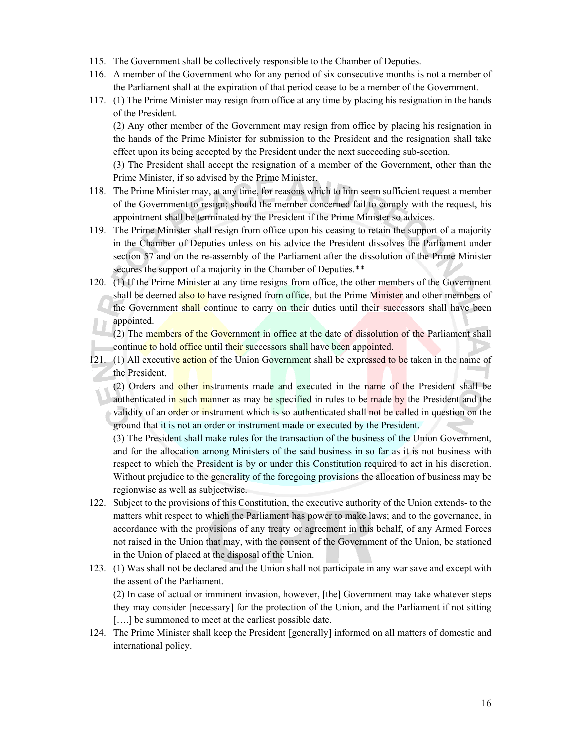115. The Government shall be collectively responsible to the Chamber of Deputies.
116. A member of the Government who for any period of six consecutive months is not a member of the Parliament shall at the expiration of that period cease to be a member of the Government.
117. (1) The Prime Minister may resign from office at any time by placing his resignation in the hands of the President.

     (2) Any other member of the Government may resign from office by placing his resignation in the hands of the Prime Minister for submission to the President and the resignation shall take effect upon its being accepted by the President under the next succeeding sub-section.

     (3) The President shall accept the resignation of a member of the Government, other than the Prime Minister, if so advised by the Prime Minister.
118. The Prime Minister may, at any time, for reasons which to him seem sufficient request a member of the Government to resign; should the member concerned fail to comply with the request, his appointment shall be terminated by the President if the Prime Minister so advices.
119. The Prime Minister shall resign from office upon his ceasing to retain the support of a majority in the Chamber of Deputies unless on his advice the President dissolves the Parliament under section 57 and on the re-assembly of the Parliament after the dissolution of the Prime Minister secures the support of a majority in the Chamber of Deputies.**
120. (1) If the Prime Minister at any time resigns from office, the other members of the Government shall be deemed also to have resigned from office, but the Prime Minister and other members of the Government shall continue to carry on their duties until their successors shall have been appointed.

     (2) The members of the Government in office at the date of dissolution of the Parliament shall continue to hold office until their successors shall have been appointed.
121. (1) All executive action of the Union Government shall be expressed to be taken in the name of the President.

     (2) Orders and other instruments made and executed in the name of the President shall be authenticated in such manner as may be specified in rules to be made by the President and the validity of an order or instrument which is so authenticated shall not be called in question on the ground that it is not an order or instrument made or executed by the President.

     (3) The President shall make rules for the transaction of the business of the Union Government, and for the allocation among Ministers of the said business in so far as it is not business with respect to which the President is by or under this Constitution required to act in his discretion. Without prejudice to the generality of the foregoing provisions the allocation of business may be regionwise as well as subjectwise.
122. Subject to the provisions of this Constitution, the executive authority of the Union extends- to the matters whit respect to which the Parliament has power to make laws; and to the governance, in accordance with the provisions of any treaty or agreement in this behalf, of any Armed Forces not raised in the Union that may, with the consent of the Government of the Union, be stationed in the Union of placed at the disposal of the Union.
123. (1) Was shall not be declared and the Union shall not participate in any war save and except with the assent of the Parliament.

     (2) In case of actual or imminent invasion, however, [the] Government may take whatever steps they may consider [necessary] for the protection of the Union, and the Parliament if not sitting [….] be summoned to meet at the earliest possible date.
124. The Prime Minister shall keep the President [generally] informed on all matters of domestic and international policy.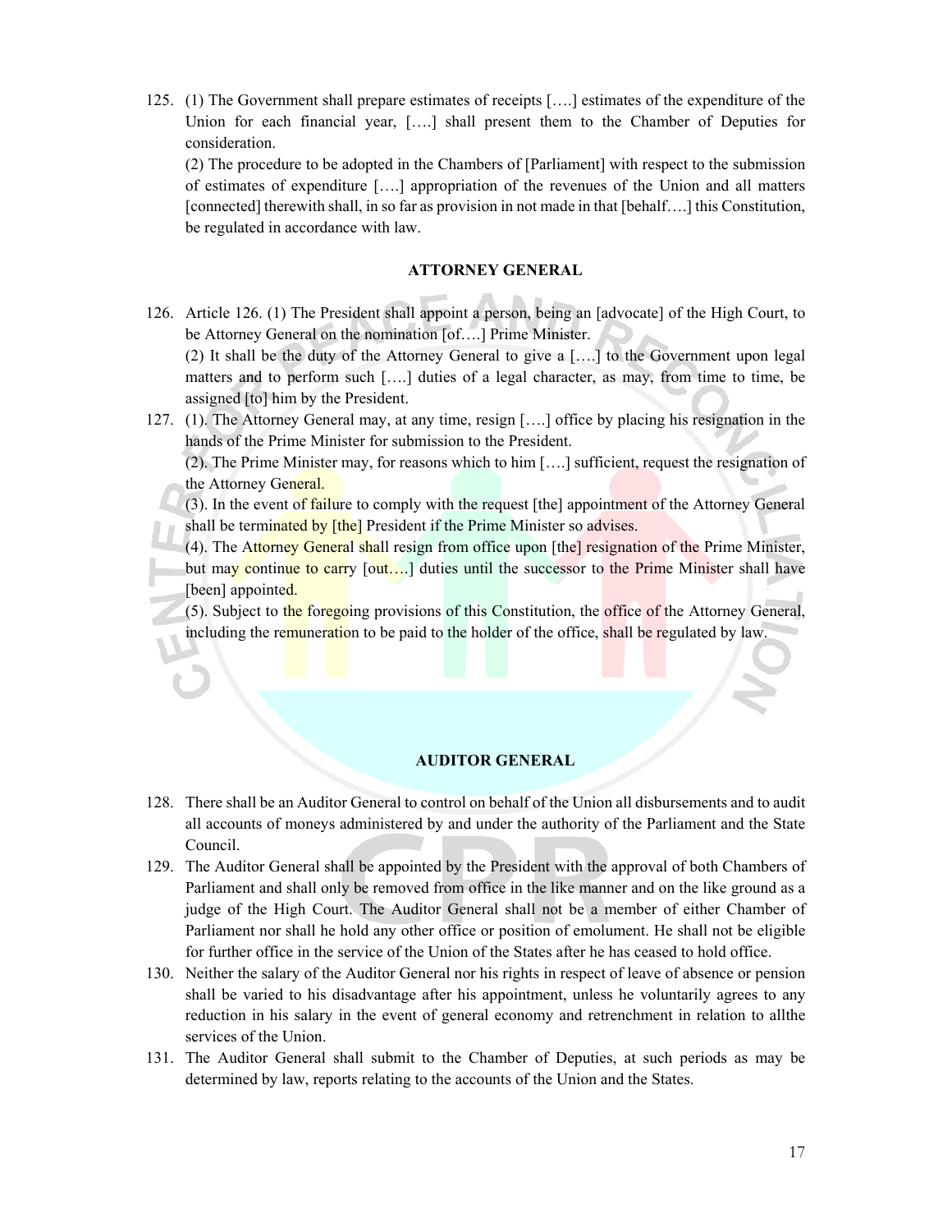125. (1) The Government shall prepare estimates of receipts [….] estimates of the expenditure of the Union for each financial year, [….] shall present them to the Chamber of Deputies for consideration.

(2) The procedure to be adopted in the Chambers of [Parliament] with respect to the submission of estimates of expenditure [….] appropriation of the revenues of the Union and all matters [connected] therewith shall, in so far as provision in not made in that [behalf….] this Constitution, be regulated in accordance with law.

## ATTORNEY GENERAL

126. Article 126. (1) The President shall appoint a person, being an [advocate] of the High Court, to be Attorney General on the nomination [of….] Prime Minister.

(2) It shall be the duty of the Attorney General to give a [….] to the Government upon legal matters and to perform such [….] duties of a legal character, as may, from time to time, be assigned [to] him by the President.

127. (1). The Attorney General may, at any time, resign [….] office by placing his resignation in the hands of the Prime Minister for submission to the President.

(2). The Prime Minister may, for reasons which to him [….] sufficient, request the resignation of the Attorney General.

(3). In the event of failure to comply with the request [the] appointment of the Attorney General shall be terminated by [the] President if the Prime Minister so advises.

(4). The Attorney General shall resign from office upon [the] resignation of the Prime Minister, but may continue to carry [out….] duties until the successor to the Prime Minister shall have [been] appointed.

(5). Subject to the foregoing provisions of this Constitution, the office of the Attorney General, including the remuneration to be paid to the holder of the office, shall be regulated by law.

## AUDITOR GENERAL

128. There shall be an Auditor General to control on behalf of the Union all disbursements and to audit all accounts of moneys administered by and under the authority of the Parliament and the State Council.

129. The Auditor General shall be appointed by the President with the approval of both Chambers of Parliament and shall only be removed from office in the like manner and on the like ground as a judge of the High Court. The Auditor General shall not be a member of either Chamber of Parliament nor shall he hold any other office or position of emolument. He shall not be eligible for further office in the service of the Union of the States after he has ceased to hold office.

130. Neither the salary of the Auditor General nor his rights in respect of leave of absence or pension shall be varied to his disadvantage after his appointment, unless he voluntarily agrees to any reduction in his salary in the event of general economy and retrenchment in relation to allthe services of the Union.

131. The Auditor General shall submit to the Chamber of Deputies, at such periods as may be determined by law, reports relating to the accounts of the Union and the States.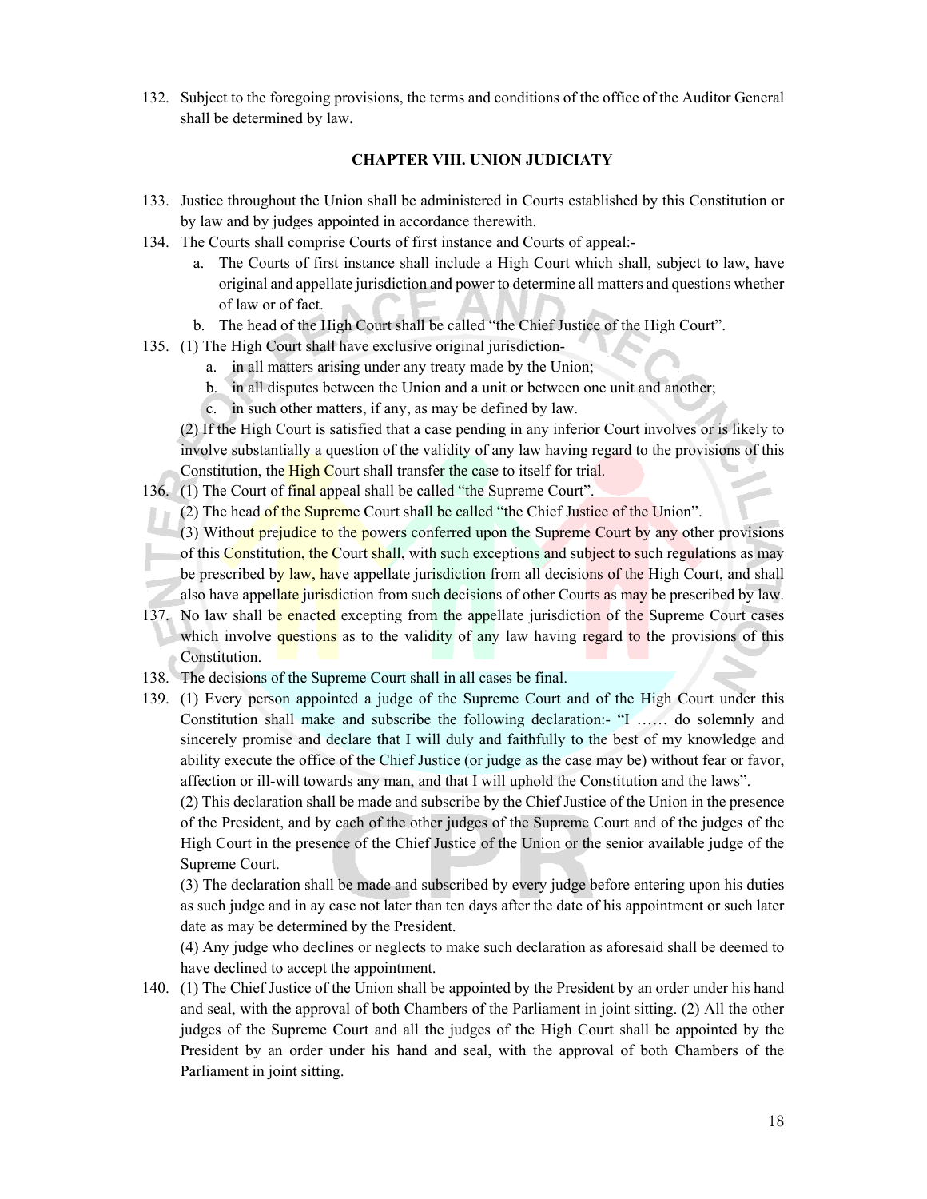132. Subject to the foregoing provisions, the terms and conditions of the office of the Auditor General shall be determined by law.

## CHAPTER VIII. UNION JUDICIATY

133. Justice throughout the Union shall be administered in Courts established by this Constitution or by law and by judges appointed in accordance therewith.
134. The Courts shall comprise Courts of first instance and Courts of appeal:-
    a. The Courts of first instance shall include a High Court which shall, subject to law, have original and appellate jurisdiction and power to determine all matters and questions whether of law or of fact.
    b. The head of the High Court shall be called "the Chief Justice of the High Court".
135. (1) The High Court shall have exclusive original jurisdiction-
    a. in all matters arising under any treaty made by the Union;
    b. in all disputes between the Union and a unit or between one unit and another;
    c. in such other matters, if any, as may be defined by law.

    (2) If the High Court is satisfied that a case pending in any inferior Court involves or is likely to involve substantially a question of the validity of any law having regard to the provisions of this Constitution, the High Court shall transfer the case to itself for trial.
136. (1) The Court of final appeal shall be called "the Supreme Court".

    (2) The head of the Supreme Court shall be called "the Chief Justice of the Union".

    (3) Without prejudice to the powers conferred upon the Supreme Court by any other provisions of this Constitution, the Court shall, with such exceptions and subject to such regulations as may be prescribed by law, have appellate jurisdiction from all decisions of the High Court, and shall also have appellate jurisdiction from such decisions of other Courts as may be prescribed by law.
137. No law shall be enacted excepting from the appellate jurisdiction of the Supreme Court cases which involve questions as to the validity of any law having regard to the provisions of this Constitution.
138. The decisions of the Supreme Court shall in all cases be final.
139. (1) Every person appointed a judge of the Supreme Court and of the High Court under this Constitution shall make and subscribe the following declaration:- "I …… do solemnly and sincerely promise and declare that I will duly and faithfully to the best of my knowledge and ability execute the office of the Chief Justice (or judge as the case may be) without fear or favor, affection or ill-will towards any man, and that I will uphold the Constitution and the laws".

    (2) This declaration shall be made and subscribe by the Chief Justice of the Union in the presence of the President, and by each of the other judges of the Supreme Court and of the judges of the High Court in the presence of the Chief Justice of the Union or the senior available judge of the Supreme Court.

    (3) The declaration shall be made and subscribed by every judge before entering upon his duties as such judge and in ay case not later than ten days after the date of his appointment or such later date as may be determined by the President.

    (4) Any judge who declines or neglects to make such declaration as aforesaid shall be deemed to have declined to accept the appointment.
140. (1) The Chief Justice of the Union shall be appointed by the President by an order under his hand and seal, with the approval of both Chambers of the Parliament in joint sitting. (2) All the other judges of the Supreme Court and all the judges of the High Court shall be appointed by the President by an order under his hand and seal, with the approval of both Chambers of the Parliament in joint sitting.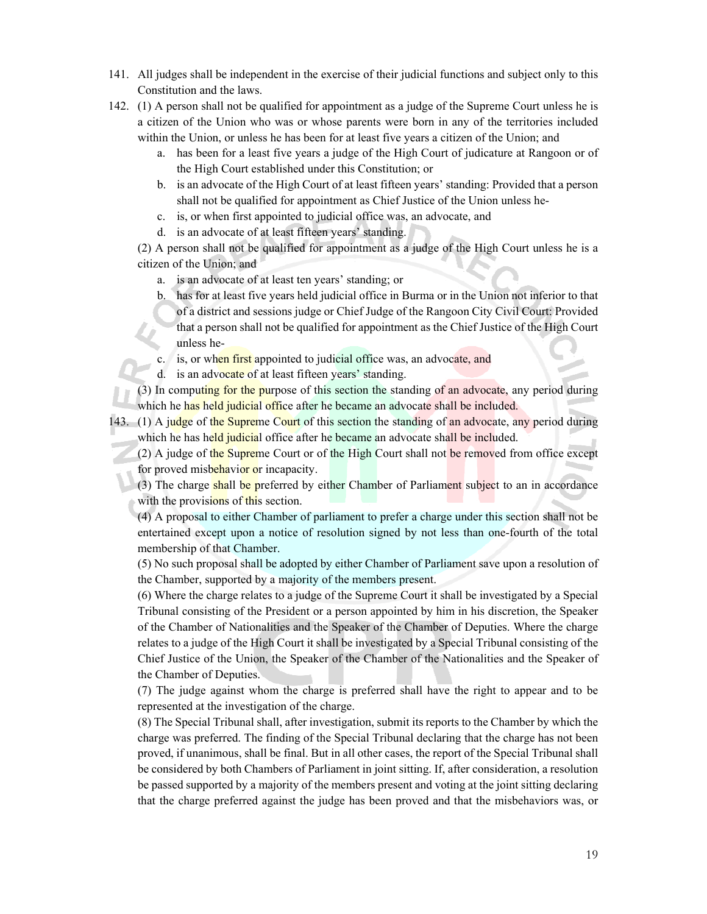141. All judges shall be independent in the exercise of their judicial functions and subject only to this Constitution and the laws.

142. (1) A person shall not be qualified for appointment as a judge of the Supreme Court unless he is a citizen of the Union who was or whose parents were born in any of the territories included within the Union, or unless he has been for at least five years a citizen of the Union; and

   a. has been for a least five years a judge of the High Court of judicature at Rangoon or of the High Court established under this Constitution; or
   b. is an advocate of the High Court of at least fifteen years' standing: Provided that a person shall not be qualified for appointment as Chief Justice of the Union unless he-
   c. is, or when first appointed to judicial office was, an advocate, and
   d. is an advocate of at least fifteen years' standing.

   (2) A person shall not be qualified for appointment as a judge of the High Court unless he is a citizen of the Union; and

   a. is an advocate of at least ten years' standing; or
   b. has for at least five years held judicial office in Burma or in the Union not inferior to that of a district and sessions judge or Chief Judge of the Rangoon City Civil Court: Provided that a person shall not be qualified for appointment as the Chief Justice of the High Court unless he-
   c. is, or when first appointed to judicial office was, an advocate, and
   d. is an advocate of at least fifteen years' standing.

   (3) In computing for the purpose of this section the standing of an advocate, any period during which he has held judicial office after he became an advocate shall be included.

143. (1) A judge of the Supreme Court of this section the standing of an advocate, any period during which he has held judicial office after he became an advocate shall be included.

   (2) A judge of the Supreme Court or of the High Court shall not be removed from office except for proved misbehavior or incapacity.

   (3) The charge shall be preferred by either Chamber of Parliament subject to an in accordance with the provisions of this section.

   (4) A proposal to either Chamber of parliament to prefer a charge under this section shall not be entertained except upon a notice of resolution signed by not less than one-fourth of the total membership of that Chamber.

   (5) No such proposal shall be adopted by either Chamber of Parliament save upon a resolution of the Chamber, supported by a majority of the members present.

   (6) Where the charge relates to a judge of the Supreme Court it shall be investigated by a Special Tribunal consisting of the President or a person appointed by him in his discretion, the Speaker of the Chamber of Nationalities and the Speaker of the Chamber of Deputies. Where the charge relates to a judge of the High Court it shall be investigated by a Special Tribunal consisting of the Chief Justice of the Union, the Speaker of the Chamber of the Nationalities and the Speaker of the Chamber of Deputies.

   (7) The judge against whom the charge is preferred shall have the right to appear and to be represented at the investigation of the charge.

   (8) The Special Tribunal shall, after investigation, submit its reports to the Chamber by which the charge was preferred. The finding of the Special Tribunal declaring that the charge has not been proved, if unanimous, shall be final. But in all other cases, the report of the Special Tribunal shall be considered by both Chambers of Parliament in joint sitting. If, after consideration, a resolution be passed supported by a majority of the members present and voting at the joint sitting declaring that the charge preferred against the judge has been proved and that the misbehaviors was, or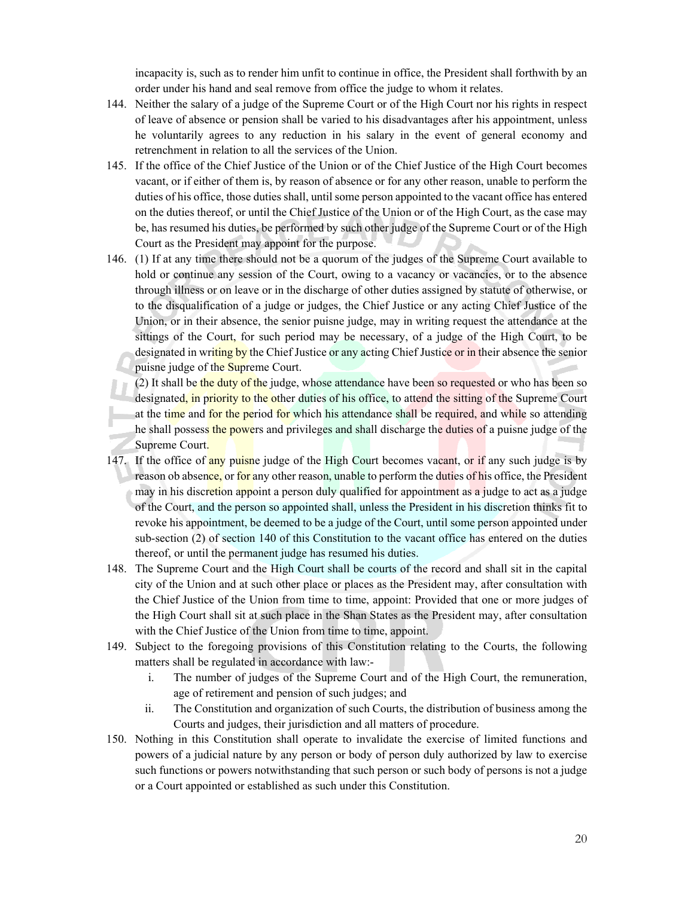incapacity is, such as to render him unfit to continue in office, the President shall forthwith by an order under his hand and seal remove from office the judge to whom it relates.

144. Neither the salary of a judge of the Supreme Court or of the High Court nor his rights in respect of leave of absence or pension shall be varied to his disadvantages after his appointment, unless he voluntarily agrees to any reduction in his salary in the event of general economy and retrenchment in relation to all the services of the Union.

145. If the office of the Chief Justice of the Union or of the Chief Justice of the High Court becomes vacant, or if either of them is, by reason of absence or for any other reason, unable to perform the duties of his office, those duties shall, until some person appointed to the vacant office has entered on the duties thereof, or until the Chief Justice of the Union or of the High Court, as the case may be, has resumed his duties, be performed by such other judge of the Supreme Court or of the High Court as the President may appoint for the purpose.

146. (1) If at any time there should not be a quorum of the judges of the Supreme Court available to hold or continue any session of the Court, owing to a vacancy or vacancies, or to the absence through illness or on leave or in the discharge of other duties assigned by statute of otherwise, or to the disqualification of a judge or judges, the Chief Justice or any acting Chief Justice of the Union, or in their absence, the senior puisne judge, may in writing request the attendance at the sittings of the Court, for such period may be necessary, of a judge of the High Court, to be designated in writing by the Chief Justice or any acting Chief Justice or in their absence the senior puisne judge of the Supreme Court.

(2) It shall be the duty of the judge, whose attendance have been so requested or who has been so designated, in priority to the other duties of his office, to attend the sitting of the Supreme Court at the time and for the period for which his attendance shall be required, and while so attending he shall possess the powers and privileges and shall discharge the duties of a puisne judge of the Supreme Court.

147. If the office of any puisne judge of the High Court becomes vacant, or if any such judge is by reason ob absence, or for any other reason, unable to perform the duties of his office, the President may in his discretion appoint a person duly qualified for appointment as a judge to act as a judge of the Court, and the person so appointed shall, unless the President in his discretion thinks fit to revoke his appointment, be deemed to be a judge of the Court, until some person appointed under sub-section (2) of section 140 of this Constitution to the vacant office has entered on the duties thereof, or until the permanent judge has resumed his duties.

148. The Supreme Court and the High Court shall be courts of the record and shall sit in the capital city of the Union and at such other place or places as the President may, after consultation with the Chief Justice of the Union from time to time, appoint: Provided that one or more judges of the High Court shall sit at such place in the Shan States as the President may, after consultation with the Chief Justice of the Union from time to time, appoint.

149. Subject to the foregoing provisions of this Constitution relating to the Courts, the following matters shall be regulated in accordance with law:-

    i. The number of judges of the Supreme Court and of the High Court, the remuneration, age of retirement and pension of such judges; and

    ii. The Constitution and organization of such Courts, the distribution of business among the Courts and judges, their jurisdiction and all matters of procedure.

150. Nothing in this Constitution shall operate to invalidate the exercise of limited functions and powers of a judicial nature by any person or body of person duly authorized by law to exercise such functions or powers notwithstanding that such person or such body of persons is not a judge or a Court appointed or established as such under this Constitution.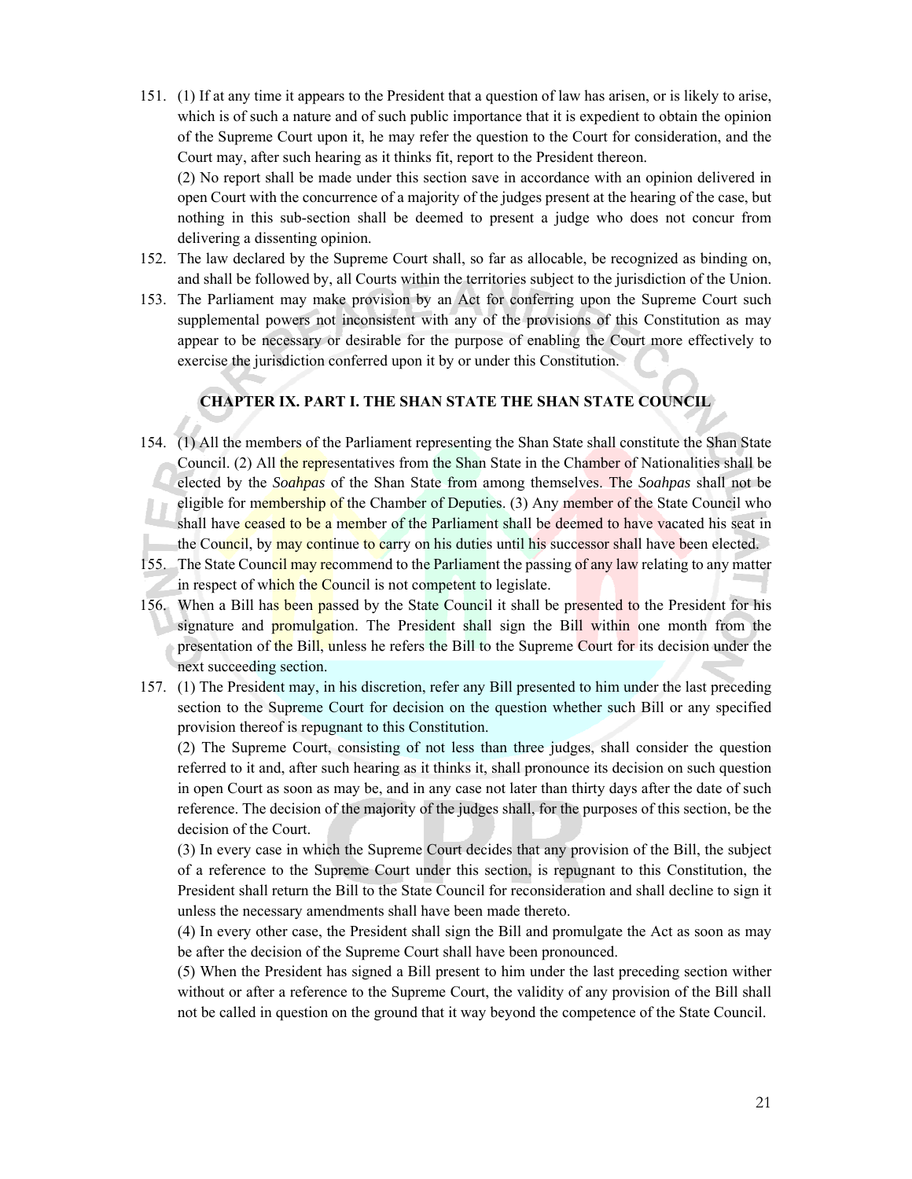151. (1) If at any time it appears to the President that a question of law has arisen, or is likely to arise, which is of such a nature and of such public importance that it is expedient to obtain the opinion of the Supreme Court upon it, he may refer the question to the Court for consideration, and the Court may, after such hearing as it thinks fit, report to the President thereon.

 (2) No report shall be made under this section save in accordance with an opinion delivered in open Court with the concurrence of a majority of the judges present at the hearing of the case, but nothing in this sub-section shall be deemed to present a judge who does not concur from delivering a dissenting opinion.

152. The law declared by the Supreme Court shall, so far as allocable, be recognized as binding on, and shall be followed by, all Courts within the territories subject to the jurisdiction of the Union.

153. The Parliament may make provision by an Act for conferring upon the Supreme Court such supplemental powers not inconsistent with any of the provisions of this Constitution as may appear to be necessary or desirable for the purpose of enabling the Court more effectively to exercise the jurisdiction conferred upon it by or under this Constitution.

## CHAPTER IX. PART I. THE SHAN STATE THE SHAN STATE COUNCIL

154. (1) All the members of the Parliament representing the Shan State shall constitute the Shan State Council. (2) All the representatives from the Shan State in the Chamber of Nationalities shall be elected by the *Soahpas* of the Shan State from among themselves. The *Soahpas* shall not be eligible for membership of the Chamber of Deputies. (3) Any member of the State Council who shall have ceased to be a member of the Parliament shall be deemed to have vacated his seat in the Council, by may continue to carry on his duties until his successor shall have been elected.

155. The State Council may recommend to the Parliament the passing of any law relating to any matter in respect of which the Council is not competent to legislate.

156. When a Bill has been passed by the State Council it shall be presented to the President for his signature and promulgation. The President shall sign the Bill within one month from the presentation of the Bill, unless he refers the Bill to the Supreme Court for its decision under the next succeeding section.

157. (1) The President may, in his discretion, refer any Bill presented to him under the last preceding section to the Supreme Court for decision on the question whether such Bill or any specified provision thereof is repugnant to this Constitution.

 (2) The Supreme Court, consisting of not less than three judges, shall consider the question referred to it and, after such hearing as it thinks it, shall pronounce its decision on such question in open Court as soon as may be, and in any case not later than thirty days after the date of such reference. The decision of the majority of the judges shall, for the purposes of this section, be the decision of the Court.

 (3) In every case in which the Supreme Court decides that any provision of the Bill, the subject of a reference to the Supreme Court under this section, is repugnant to this Constitution, the President shall return the Bill to the State Council for reconsideration and shall decline to sign it unless the necessary amendments shall have been made thereto.

 (4) In every other case, the President shall sign the Bill and promulgate the Act as soon as may be after the decision of the Supreme Court shall have been pronounced.

 (5) When the President has signed a Bill present to him under the last preceding section wither without or after a reference to the Supreme Court, the validity of any provision of the Bill shall not be called in question on the ground that it way beyond the competence of the State Council.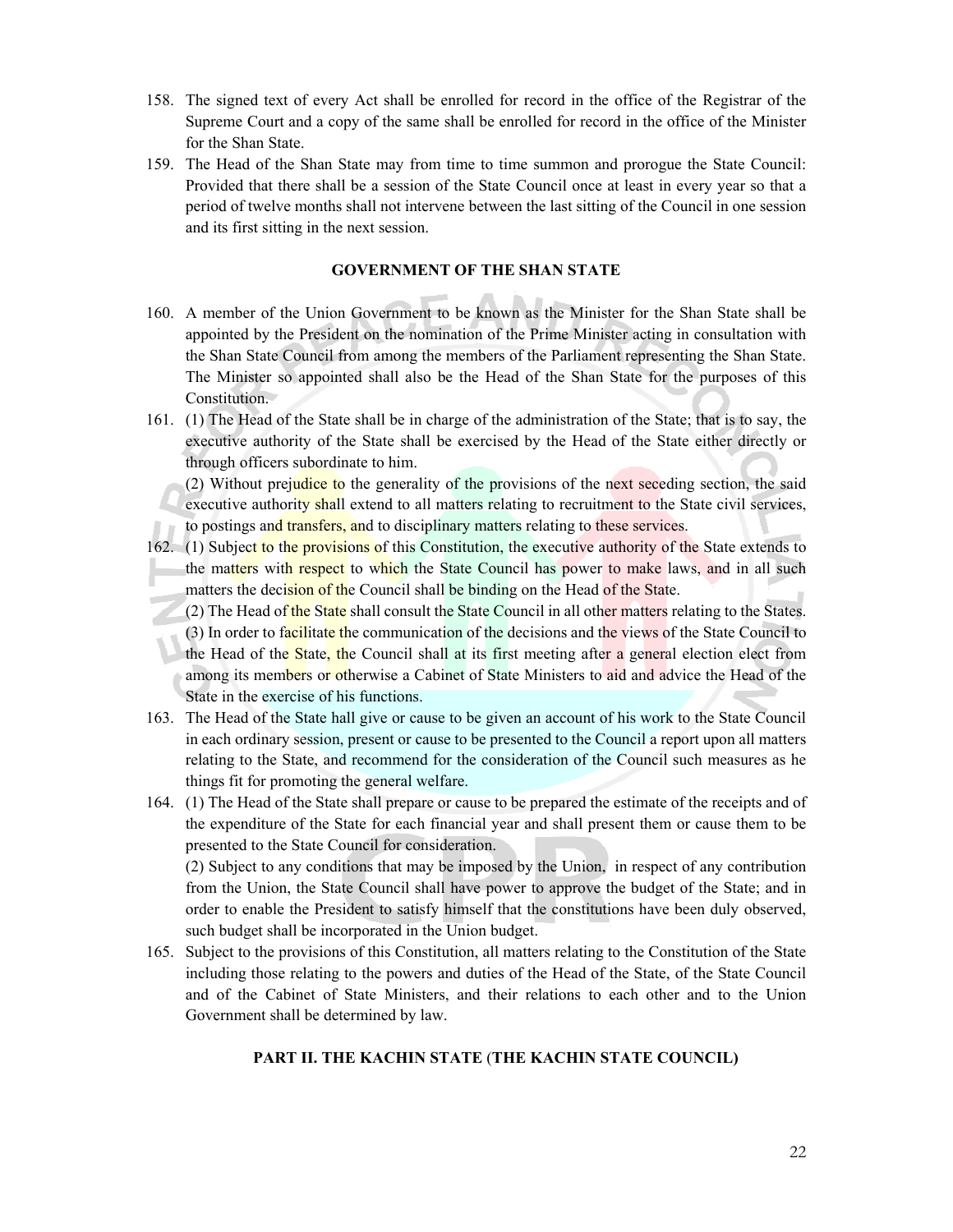158. The signed text of every Act shall be enrolled for record in the office of the Registrar of the Supreme Court and a copy of the same shall be enrolled for record in the office of the Minister for the Shan State.

159. The Head of the Shan State may from time to time summon and prorogue the State Council: Provided that there shall be a session of the State Council once at least in every year so that a period of twelve months shall not intervene between the last sitting of the Council in one session and its first sitting in the next session.

## GOVERNMENT OF THE SHAN STATE

160. A member of the Union Government to be known as the Minister for the Shan State shall be appointed by the President on the nomination of the Prime Minister acting in consultation with the Shan State Council from among the members of the Parliament representing the Shan State. The Minister so appointed shall also be the Head of the Shan State for the purposes of this Constitution.

161. (1) The Head of the State shall be in charge of the administration of the State; that is to say, the executive authority of the State shall be exercised by the Head of the State either directly or through officers subordinate to him.

(2) Without prejudice to the generality of the provisions of the next seceding section, the said executive authority shall extend to all matters relating to recruitment to the State civil services, to postings and transfers, and to disciplinary matters relating to these services.

162. (1) Subject to the provisions of this Constitution, the executive authority of the State extends to the matters with respect to which the State Council has power to make laws, and in all such matters the decision of the Council shall be binding on the Head of the State.

(2) The Head of the State shall consult the State Council in all other matters relating to the States.

(3) In order to facilitate the communication of the decisions and the views of the State Council to the Head of the State, the Council shall at its first meeting after a general election elect from among its members or otherwise a Cabinet of State Ministers to aid and advice the Head of the State in the exercise of his functions.

163. The Head of the State hall give or cause to be given an account of his work to the State Council in each ordinary session, present or cause to be presented to the Council a report upon all matters relating to the State, and recommend for the consideration of the Council such measures as he things fit for promoting the general welfare.

164. (1) The Head of the State shall prepare or cause to be prepared the estimate of the receipts and of the expenditure of the State for each financial year and shall present them or cause them to be presented to the State Council for consideration.

(2) Subject to any conditions that may be imposed by the Union, in respect of any contribution from the Union, the State Council shall have power to approve the budget of the State; and in order to enable the President to satisfy himself that the constitutions have been duly observed, such budget shall be incorporated in the Union budget.

165. Subject to the provisions of this Constitution, all matters relating to the Constitution of the State including those relating to the powers and duties of the Head of the State, of the State Council and of the Cabinet of State Ministers, and their relations to each other and to the Union Government shall be determined by law.

## PART II. THE KACHIN STATE (THE KACHIN STATE COUNCIL)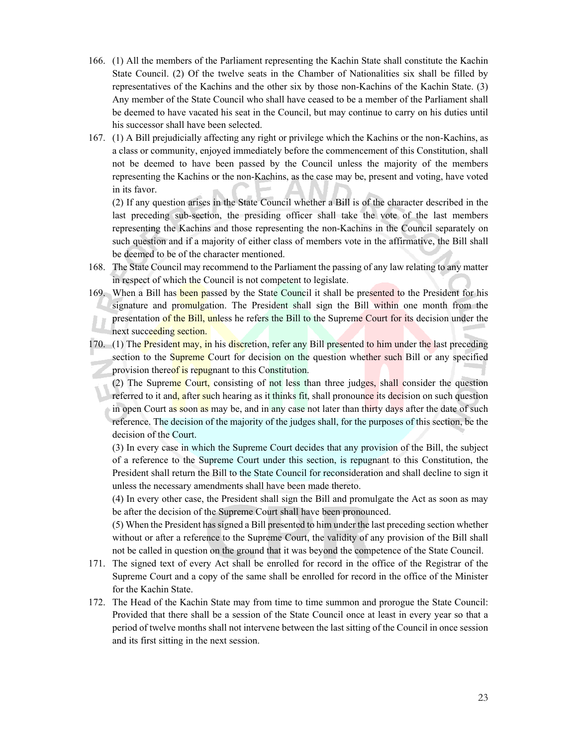166. (1) All the members of the Parliament representing the Kachin State shall constitute the Kachin State Council. (2) Of the twelve seats in the Chamber of Nationalities six shall be filled by representatives of the Kachins and the other six by those non-Kachins of the Kachin State. (3) Any member of the State Council who shall have ceased to be a member of the Parliament shall be deemed to have vacated his seat in the Council, but may continue to carry on his duties until his successor shall have been selected.

167. (1) A Bill prejudicially affecting any right or privilege which the Kachins or the non-Kachins, as a class or community, enjoyed immediately before the commencement of this Constitution, shall not be deemed to have been passed by the Council unless the majority of the members representing the Kachins or the non-Kachins, as the case may be, present and voting, have voted in its favor.

    (2) If any question arises in the State Council whether a Bill is of the character described in the last preceding sub-section, the presiding officer shall take the vote of the last members representing the Kachins and those representing the non-Kachins in the Council separately on such question and if a majority of either class of members vote in the affirmative, the Bill shall be deemed to be of the character mentioned.

168. The State Council may recommend to the Parliament the passing of any law relating to any matter in respect of which the Council is not competent to legislate.

169. When a Bill has been passed by the State Council it shall be presented to the President for his signature and promulgation. The President shall sign the Bill within one month from the presentation of the Bill, unless he refers the Bill to the Supreme Court for its decision under the next succeeding section.

170. (1) The President may, in his discretion, refer any Bill presented to him under the last preceding section to the Supreme Court for decision on the question whether such Bill or any specified provision thereof is repugnant to this Constitution.

    (2) The Supreme Court, consisting of not less than three judges, shall consider the question referred to it and, after such hearing as it thinks fit, shall pronounce its decision on such question in open Court as soon as may be, and in any case not later than thirty days after the date of such reference. The decision of the majority of the judges shall, for the purposes of this section, be the decision of the Court.

    (3) In every case in which the Supreme Court decides that any provision of the Bill, the subject of a reference to the Supreme Court under this section, is repugnant to this Constitution, the President shall return the Bill to the State Council for reconsideration and shall decline to sign it unless the necessary amendments shall have been made thereto.

    (4) In every other case, the President shall sign the Bill and promulgate the Act as soon as may be after the decision of the Supreme Court shall have been pronounced.

    (5) When the President has signed a Bill presented to him under the last preceding section whether without or after a reference to the Supreme Court, the validity of any provision of the Bill shall not be called in question on the ground that it was beyond the competence of the State Council.

171. The signed text of every Act shall be enrolled for record in the office of the Registrar of the Supreme Court and a copy of the same shall be enrolled for record in the office of the Minister for the Kachin State.

172. The Head of the Kachin State may from time to time summon and prorogue the State Council: Provided that there shall be a session of the State Council once at least in every year so that a period of twelve months shall not intervene between the last sitting of the Council in once session and its first sitting in the next session.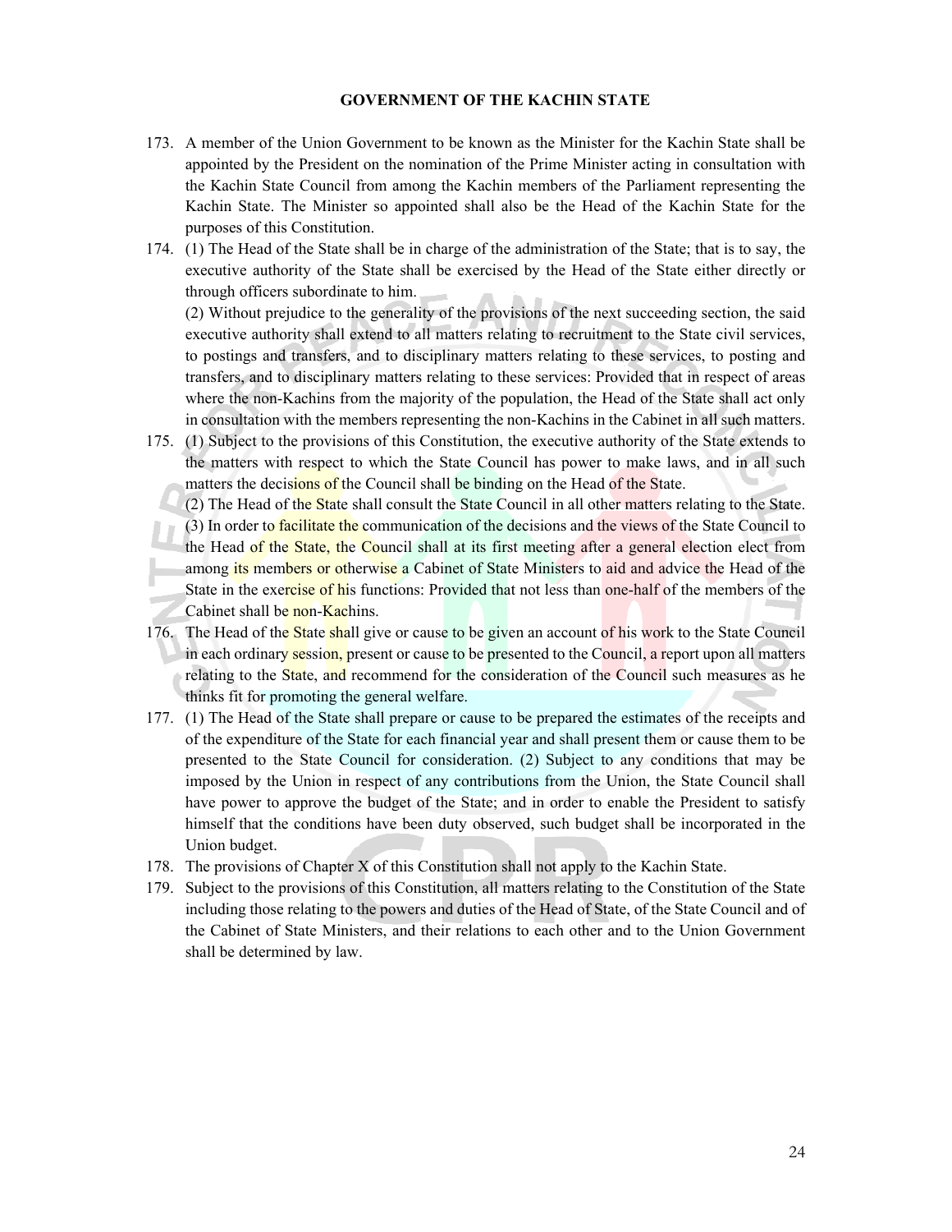**GOVERNMENT OF THE KACHIN STATE**

173. A member of the Union Government to be known as the Minister for the Kachin State shall be appointed by the President on the nomination of the Prime Minister acting in consultation with the Kachin State Council from among the Kachin members of the Parliament representing the Kachin State. The Minister so appointed shall also be the Head of the Kachin State for the purposes of this Constitution.

174. (1) The Head of the State shall be in charge of the administration of the State; that is to say, the executive authority of the State shall be exercised by the Head of the State either directly or through officers subordinate to him.
(2) Without prejudice to the generality of the provisions of the next succeeding section, the said executive authority shall extend to all matters relating to recruitment to the State civil services, to postings and transfers, and to disciplinary matters relating to these services, to posting and transfers, and to disciplinary matters relating to these services: Provided that in respect of areas where the non-Kachins from the majority of the population, the Head of the State shall act only in consultation with the members representing the non-Kachins in the Cabinet in all such matters.

175. (1) Subject to the provisions of this Constitution, the executive authority of the State extends to the matters with respect to which the State Council has power to make laws, and in all such matters the decisions of the Council shall be binding on the Head of the State.
(2) The Head of the State shall consult the State Council in all other matters relating to the State.
(3) In order to facilitate the communication of the decisions and the views of the State Council to the Head of the State, the Council shall at its first meeting after a general election elect from among its members or otherwise a Cabinet of State Ministers to aid and advice the Head of the State in the exercise of his functions: Provided that not less than one-half of the members of the Cabinet shall be non-Kachins.

176. The Head of the State shall give or cause to be given an account of his work to the State Council in each ordinary session, present or cause to be presented to the Council, a report upon all matters relating to the State, and recommend for the consideration of the Council such measures as he thinks fit for promoting the general welfare.

177. (1) The Head of the State shall prepare or cause to be prepared the estimates of the receipts and of the expenditure of the State for each financial year and shall present them or cause them to be presented to the State Council for consideration. (2) Subject to any conditions that may be imposed by the Union in respect of any contributions from the Union, the State Council shall have power to approve the budget of the State; and in order to enable the President to satisfy himself that the conditions have been duty observed, such budget shall be incorporated in the Union budget.

178. The provisions of Chapter X of this Constitution shall not apply to the Kachin State.

179. Subject to the provisions of this Constitution, all matters relating to the Constitution of the State including those relating to the powers and duties of the Head of State, of the State Council and of the Cabinet of State Ministers, and their relations to each other and to the Union Government shall be determined by law.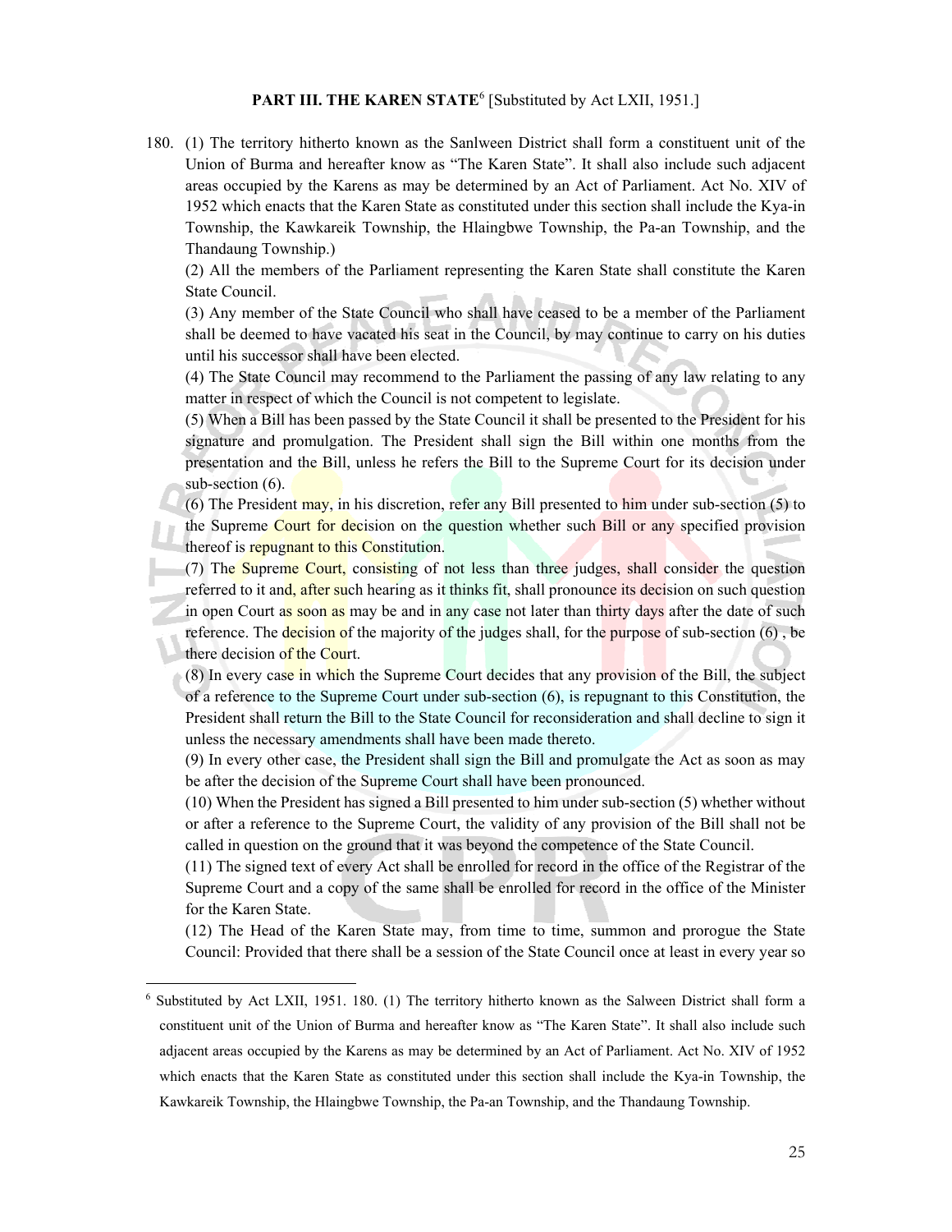**PART III. THE KAREN STATE**[6] [Substituted by Act LXII, 1951.]

180. (1) The territory hitherto known as the Sanlween District shall form a constituent unit of the Union of Burma and hereafter know as "The Karen State". It shall also include such adjacent areas occupied by the Karens as may be determined by an Act of Parliament. Act No. XIV of 1952 which enacts that the Karen State as constituted under this section shall include the Kya-in Township, the Kawkareik Township, the Hlaingbwe Township, the Pa-an Township, and the Thandaung Township.)

(2) All the members of the Parliament representing the Karen State shall constitute the Karen State Council.

(3) Any member of the State Council who shall have ceased to be a member of the Parliament shall be deemed to have vacated his seat in the Council, by may continue to carry on his duties until his successor shall have been elected.

(4) The State Council may recommend to the Parliament the passing of any law relating to any matter in respect of which the Council is not competent to legislate.

(5) When a Bill has been passed by the State Council it shall be presented to the President for his signature and promulgation. The President shall sign the Bill within one months from the presentation and the Bill, unless he refers the Bill to the Supreme Court for its decision under sub-section (6).

(6) The President may, in his discretion, refer any Bill presented to him under sub-section (5) to the Supreme Court for decision on the question whether such Bill or any specified provision thereof is repugnant to this Constitution.

(7) The Supreme Court, consisting of not less than three judges, shall consider the question referred to it and, after such hearing as it thinks fit, shall pronounce its decision on such question in open Court as soon as may be and in any case not later than thirty days after the date of such reference. The decision of the majority of the judges shall, for the purpose of sub-section (6) , be there decision of the Court.

(8) In every case in which the Supreme Court decides that any provision of the Bill, the subject of a reference to the Supreme Court under sub-section (6), is repugnant to this Constitution, the President shall return the Bill to the State Council for reconsideration and shall decline to sign it unless the necessary amendments shall have been made thereto.

(9) In every other case, the President shall sign the Bill and promulgate the Act as soon as may be after the decision of the Supreme Court shall have been pronounced.

(10) When the President has signed a Bill presented to him under sub-section (5) whether without or after a reference to the Supreme Court, the validity of any provision of the Bill shall not be called in question on the ground that it was beyond the competence of the State Council.

(11) The signed text of every Act shall be enrolled for record in the office of the Registrar of the Supreme Court and a copy of the same shall be enrolled for record in the office of the Minister for the Karen State.

(12) The Head of the Karen State may, from time to time, summon and prorogue the State Council: Provided that there shall be a session of the State Council once at least in every year so

---

[6] Substituted by Act LXII, 1951. 180. (1) The territory hitherto known as the Salween District shall form a constituent unit of the Union of Burma and hereafter know as "The Karen State". It shall also include such adjacent areas occupied by the Karens as may be determined by an Act of Parliament. Act No. XIV of 1952 which enacts that the Karen State as constituted under this section shall include the Kya-in Township, the Kawkareik Township, the Hlaingbwe Township, the Pa-an Township, and the Thandaung Township.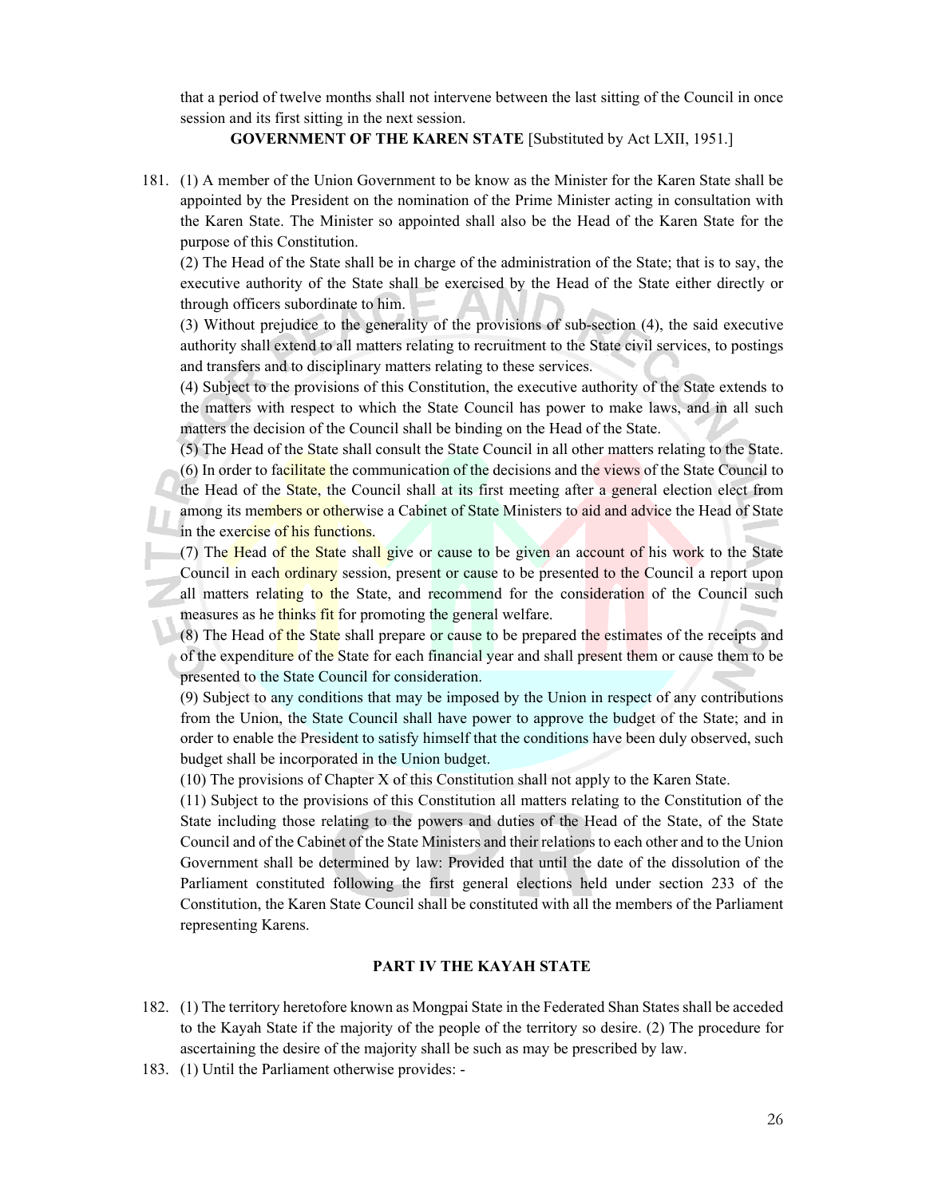that a period of twelve months shall not intervene between the last sitting of the Council in once session and its first sitting in the next session.

**GOVERNMENT OF THE KAREN STATE** [Substituted by Act LXII, 1951.]

181. (1) A member of the Union Government to be know as the Minister for the Karen State shall be appointed by the President on the nomination of the Prime Minister acting in consultation with the Karen State. The Minister so appointed shall also be the Head of the Karen State for the purpose of this Constitution.

(2) The Head of the State shall be in charge of the administration of the State; that is to say, the executive authority of the State shall be exercised by the Head of the State either directly or through officers subordinate to him.

(3) Without prejudice to the generality of the provisions of sub-section (4), the said executive authority shall extend to all matters relating to recruitment to the State civil services, to postings and transfers and to disciplinary matters relating to these services.

(4) Subject to the provisions of this Constitution, the executive authority of the State extends to the matters with respect to which the State Council has power to make laws, and in all such matters the decision of the Council shall be binding on the Head of the State.

(5) The Head of the State shall consult the State Council in all other matters relating to the State.

(6) In order to facilitate the communication of the decisions and the views of the State Council to the Head of the State, the Council shall at its first meeting after a general election elect from among its members or otherwise a Cabinet of State Ministers to aid and advice the Head of State in the exercise of his functions.

(7) The Head of the State shall give or cause to be given an account of his work to the State Council in each ordinary session, present or cause to be presented to the Council a report upon all matters relating to the State, and recommend for the consideration of the Council such measures as he thinks fit for promoting the general welfare.

(8) The Head of the State shall prepare or cause to be prepared the estimates of the receipts and of the expenditure of the State for each financial year and shall present them or cause them to be presented to the State Council for consideration.

(9) Subject to any conditions that may be imposed by the Union in respect of any contributions from the Union, the State Council shall have power to approve the budget of the State; and in order to enable the President to satisfy himself that the conditions have been duly observed, such budget shall be incorporated in the Union budget.

(10) The provisions of Chapter X of this Constitution shall not apply to the Karen State.

(11) Subject to the provisions of this Constitution all matters relating to the Constitution of the State including those relating to the powers and duties of the Head of the State, of the State Council and of the Cabinet of the State Ministers and their relations to each other and to the Union Government shall be determined by law: Provided that until the date of the dissolution of the Parliament constituted following the first general elections held under section 233 of the Constitution, the Karen State Council shall be constituted with all the members of the Parliament representing Karens.

## PART IV THE KAYAH STATE

182. (1) The territory heretofore known as Mongpai State in the Federated Shan States shall be acceded to the Kayah State if the majority of the people of the territory so desire. (2) The procedure for ascertaining the desire of the majority shall be such as may be prescribed by law.

183. (1) Until the Parliament otherwise provides: -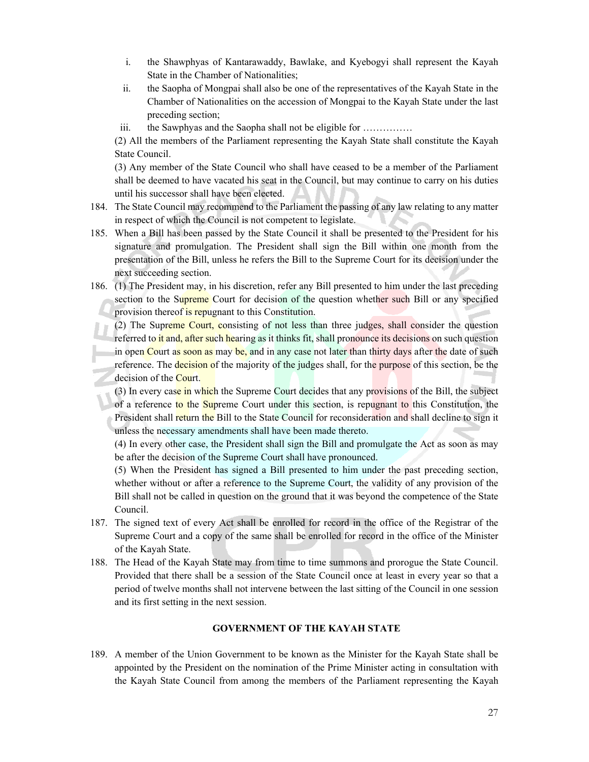i. the Shawphyas of Kantarawaddy, Bawlake, and Kyebogyi shall represent the Kayah State in the Chamber of Nationalities;

ii. the Saopha of Mongpai shall also be one of the representatives of the Kayah State in the Chamber of Nationalities on the accession of Mongpai to the Kayah State under the last preceding section;

iii. the Sawphyas and the Saopha shall not be eligible for ……………

(2) All the members of the Parliament representing the Kayah State shall constitute the Kayah State Council.

(3) Any member of the State Council who shall have ceased to be a member of the Parliament shall be deemed to have vacated his seat in the Council, but may continue to carry on his duties until his successor shall have been elected.

184. The State Council may recommend to the Parliament the passing of any law relating to any matter in respect of which the Council is not competent to legislate.

185. When a Bill has been passed by the State Council it shall be presented to the President for his signature and promulgation. The President shall sign the Bill within one month from the presentation of the Bill, unless he refers the Bill to the Supreme Court for its decision under the next succeeding section.

186. (1) The President may, in his discretion, refer any Bill presented to him under the last preceding section to the Supreme Court for decision of the question whether such Bill or any specified provision thereof is repugnant to this Constitution.

(2) The Supreme Court, consisting of not less than three judges, shall consider the question referred to it and, after such hearing as it thinks fit, shall pronounce its decisions on such question in open Court as soon as may be, and in any case not later than thirty days after the date of such reference. The decision of the majority of the judges shall, for the purpose of this section, be the decision of the Court.

(3) In every case in which the Supreme Court decides that any provisions of the Bill, the subject of a reference to the Supreme Court under this section, is repugnant to this Constitution, the President shall return the Bill to the State Council for reconsideration and shall decline to sign it unless the necessary amendments shall have been made thereto.

(4) In every other case, the President shall sign the Bill and promulgate the Act as soon as may be after the decision of the Supreme Court shall have pronounced.

(5) When the President has signed a Bill presented to him under the past preceding section, whether without or after a reference to the Supreme Court, the validity of any provision of the Bill shall not be called in question on the ground that it was beyond the competence of the State Council.

187. The signed text of every Act shall be enrolled for record in the office of the Registrar of the Supreme Court and a copy of the same shall be enrolled for record in the office of the Minister of the Kayah State.

188. The Head of the Kayah State may from time to time summons and prorogue the State Council. Provided that there shall be a session of the State Council once at least in every year so that a period of twelve months shall not intervene between the last sitting of the Council in one session and its first setting in the next session.

## GOVERNMENT OF THE KAYAH STATE

189. A member of the Union Government to be known as the Minister for the Kayah State shall be appointed by the President on the nomination of the Prime Minister acting in consultation with the Kayah State Council from among the members of the Parliament representing the Kayah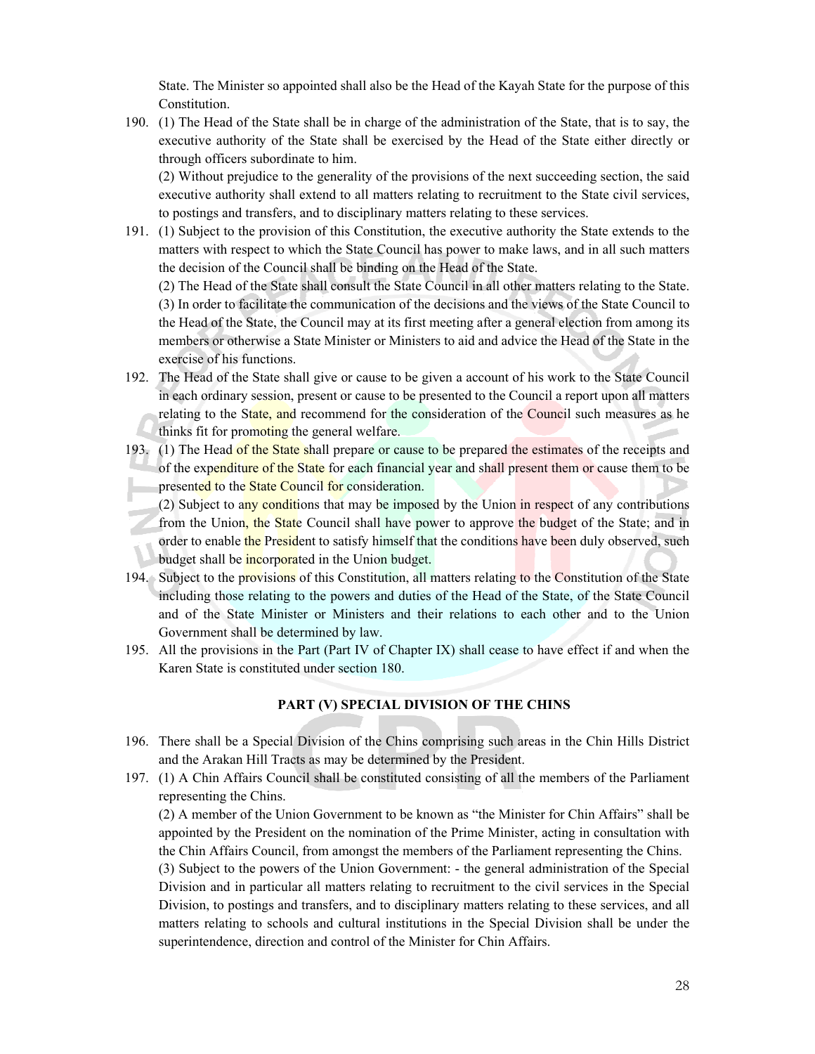State. The Minister so appointed shall also be the Head of the Kayah State for the purpose of this Constitution.

190. (1) The Head of the State shall be in charge of the administration of the State, that is to say, the executive authority of the State shall be exercised by the Head of the State either directly or through officers subordinate to him.

(2) Without prejudice to the generality of the provisions of the next succeeding section, the said executive authority shall extend to all matters relating to recruitment to the State civil services, to postings and transfers, and to disciplinary matters relating to these services.

191. (1) Subject to the provision of this Constitution, the executive authority the State extends to the matters with respect to which the State Council has power to make laws, and in all such matters the decision of the Council shall be binding on the Head of the State.

(2) The Head of the State shall consult the State Council in all other matters relating to the State.

(3) In order to facilitate the communication of the decisions and the views of the State Council to the Head of the State, the Council may at its first meeting after a general election from among its members or otherwise a State Minister or Ministers to aid and advice the Head of the State in the exercise of his functions.

192. The Head of the State shall give or cause to be given a account of his work to the State Council in each ordinary session, present or cause to be presented to the Council a report upon all matters relating to the State, and recommend for the consideration of the Council such measures as he thinks fit for promoting the general welfare.

193. (1) The Head of the State shall prepare or cause to be prepared the estimates of the receipts and of the expenditure of the State for each financial year and shall present them or cause them to be presented to the State Council for consideration.

(2) Subject to any conditions that may be imposed by the Union in respect of any contributions from the Union, the State Council shall have power to approve the budget of the State; and in order to enable the President to satisfy himself that the conditions have been duly observed, such budget shall be incorporated in the Union budget.

194. Subject to the provisions of this Constitution, all matters relating to the Constitution of the State including those relating to the powers and duties of the Head of the State, of the State Council and of the State Minister or Ministers and their relations to each other and to the Union Government shall be determined by law.

195. All the provisions in the Part (Part IV of Chapter IX) shall cease to have effect if and when the Karen State is constituted under section 180.

## PART (V) SPECIAL DIVISION OF THE CHINS

196. There shall be a Special Division of the Chins comprising such areas in the Chin Hills District and the Arakan Hill Tracts as may be determined by the President.

197. (1) A Chin Affairs Council shall be constituted consisting of all the members of the Parliament representing the Chins.

(2) A member of the Union Government to be known as "the Minister for Chin Affairs" shall be appointed by the President on the nomination of the Prime Minister, acting in consultation with the Chin Affairs Council, from amongst the members of the Parliament representing the Chins.

(3) Subject to the powers of the Union Government: - the general administration of the Special Division and in particular all matters relating to recruitment to the civil services in the Special Division, to postings and transfers, and to disciplinary matters relating to these services, and all matters relating to schools and cultural institutions in the Special Division shall be under the superintendence, direction and control of the Minister for Chin Affairs.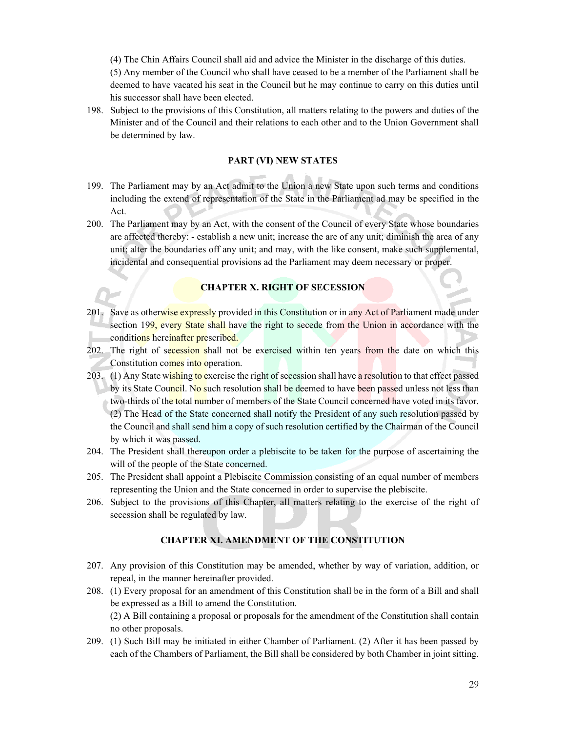(4) The Chin Affairs Council shall aid and advice the Minister in the discharge of this duties.

(5) Any member of the Council who shall have ceased to be a member of the Parliament shall be deemed to have vacated his seat in the Council but he may continue to carry on this duties until his successor shall have been elected.

198. Subject to the provisions of this Constitution, all matters relating to the powers and duties of the Minister and of the Council and their relations to each other and to the Union Government shall be determined by law.

### PART (VI) NEW STATES

199. The Parliament may by an Act admit to the Union a new State upon such terms and conditions including the extend of representation of the State in the Parliament ad may be specified in the Act.

200. The Parliament may by an Act, with the consent of the Council of every State whose boundaries are affected thereby: - establish a new unit; increase the are of any unit; diminish the area of any unit; alter the boundaries off any unit; and may, with the like consent, make such supplemental, incidental and consequential provisions ad the Parliament may deem necessary or proper.

## CHAPTER X. RIGHT OF SECESSION

201. Save as otherwise expressly provided in this Constitution or in any Act of Parliament made under section 199, every State shall have the right to secede from the Union in accordance with the conditions hereinafter prescribed.

202. The right of secession shall not be exercised within ten years from the date on which this Constitution comes into operation.

203. (1) Any State wishing to exercise the right of secession shall have a resolution to that effect passed by its State Council. No such resolution shall be deemed to have been passed unless not less than two-thirds of the total number of members of the State Council concerned have voted in its favor.

(2) The Head of the State concerned shall notify the President of any such resolution passed by the Council and shall send him a copy of such resolution certified by the Chairman of the Council by which it was passed.

204. The President shall thereupon order a plebiscite to be taken for the purpose of ascertaining the will of the people of the State concerned.

205. The President shall appoint a Plebiscite Commission consisting of an equal number of members representing the Union and the State concerned in order to supervise the plebiscite.

206. Subject to the provisions of this Chapter, all matters relating to the exercise of the right of secession shall be regulated by law.

## CHAPTER XI. AMENDMENT OF THE CONSTITUTION

207. Any provision of this Constitution may be amended, whether by way of variation, addition, or repeal, in the manner hereinafter provided.

208. (1) Every proposal for an amendment of this Constitution shall be in the form of a Bill and shall be expressed as a Bill to amend the Constitution.

(2) A Bill containing a proposal or proposals for the amendment of the Constitution shall contain no other proposals.

209. (1) Such Bill may be initiated in either Chamber of Parliament. (2) After it has been passed by each of the Chambers of Parliament, the Bill shall be considered by both Chamber in joint sitting.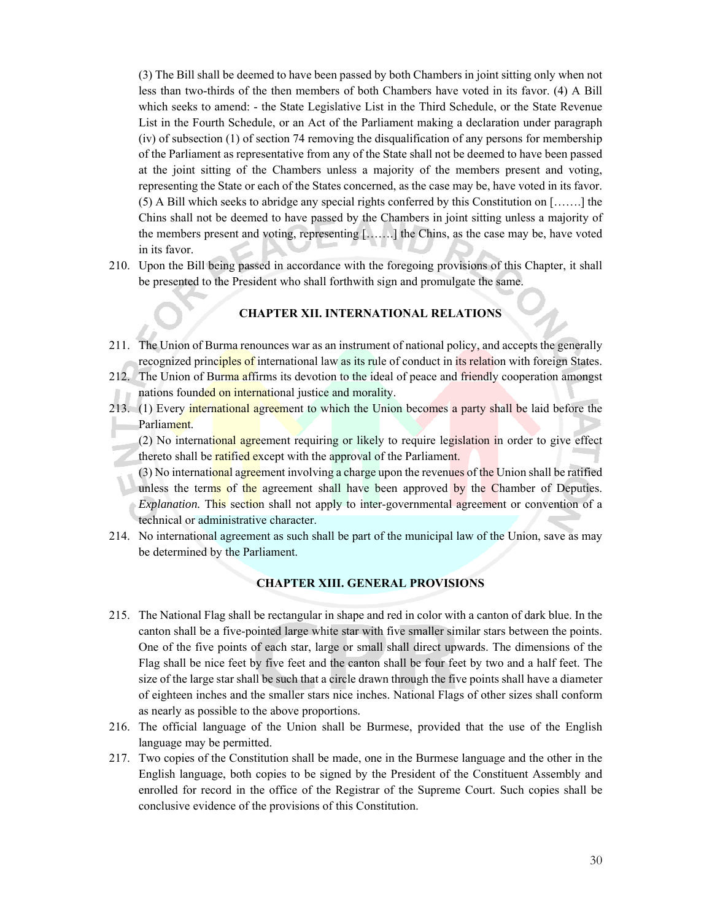(3) The Bill shall be deemed to have been passed by both Chambers in joint sitting only when not less than two-thirds of the then members of both Chambers have voted in its favor. (4) A Bill which seeks to amend: - the State Legislative List in the Third Schedule, or the State Revenue List in the Fourth Schedule, or an Act of the Parliament making a declaration under paragraph (iv) of subsection (1) of section 74 removing the disqualification of any persons for membership of the Parliament as representative from any of the State shall not be deemed to have been passed at the joint sitting of the Chambers unless a majority of the members present and voting, representing the State or each of the States concerned, as the case may be, have voted in its favor. (5) A Bill which seeks to abridge any special rights conferred by this Constitution on […….] the Chins shall not be deemed to have passed by the Chambers in joint sitting unless a majority of the members present and voting, representing […….] the Chins, as the case may be, have voted in its favor.

210. Upon the Bill being passed in accordance with the foregoing provisions of this Chapter, it shall be presented to the President who shall forthwith sign and promulgate the same.

## CHAPTER XII. INTERNATIONAL RELATIONS

211. The Union of Burma renounces war as an instrument of national policy, and accepts the generally recognized principles of international law as its rule of conduct in its relation with foreign States.
212. The Union of Burma affirms its devotion to the ideal of peace and friendly cooperation amongst nations founded on international justice and morality.
213. (1) Every international agreement to which the Union becomes a party shall be laid before the Parliament.

     (2) No international agreement requiring or likely to require legislation in order to give effect thereto shall be ratified except with the approval of the Parliament.

     (3) No international agreement involving a charge upon the revenues of the Union shall be ratified unless the terms of the agreement shall have been approved by the Chamber of Deputies. *Explanation.* This section shall not apply to inter-governmental agreement or convention of a technical or administrative character.
214. No international agreement as such shall be part of the municipal law of the Union, save as may be determined by the Parliament.

## CHAPTER XIII. GENERAL PROVISIONS

215. The National Flag shall be rectangular in shape and red in color with a canton of dark blue. In the canton shall be a five-pointed large white star with five smaller similar stars between the points. One of the five points of each star, large or small shall direct upwards. The dimensions of the Flag shall be nice feet by five feet and the canton shall be four feet by two and a half feet. The size of the large star shall be such that a circle drawn through the five points shall have a diameter of eighteen inches and the smaller stars nice inches. National Flags of other sizes shall conform as nearly as possible to the above proportions.
216. The official language of the Union shall be Burmese, provided that the use of the English language may be permitted.
217. Two copies of the Constitution shall be made, one in the Burmese language and the other in the English language, both copies to be signed by the President of the Constituent Assembly and enrolled for record in the office of the Registrar of the Supreme Court. Such copies shall be conclusive evidence of the provisions of this Constitution.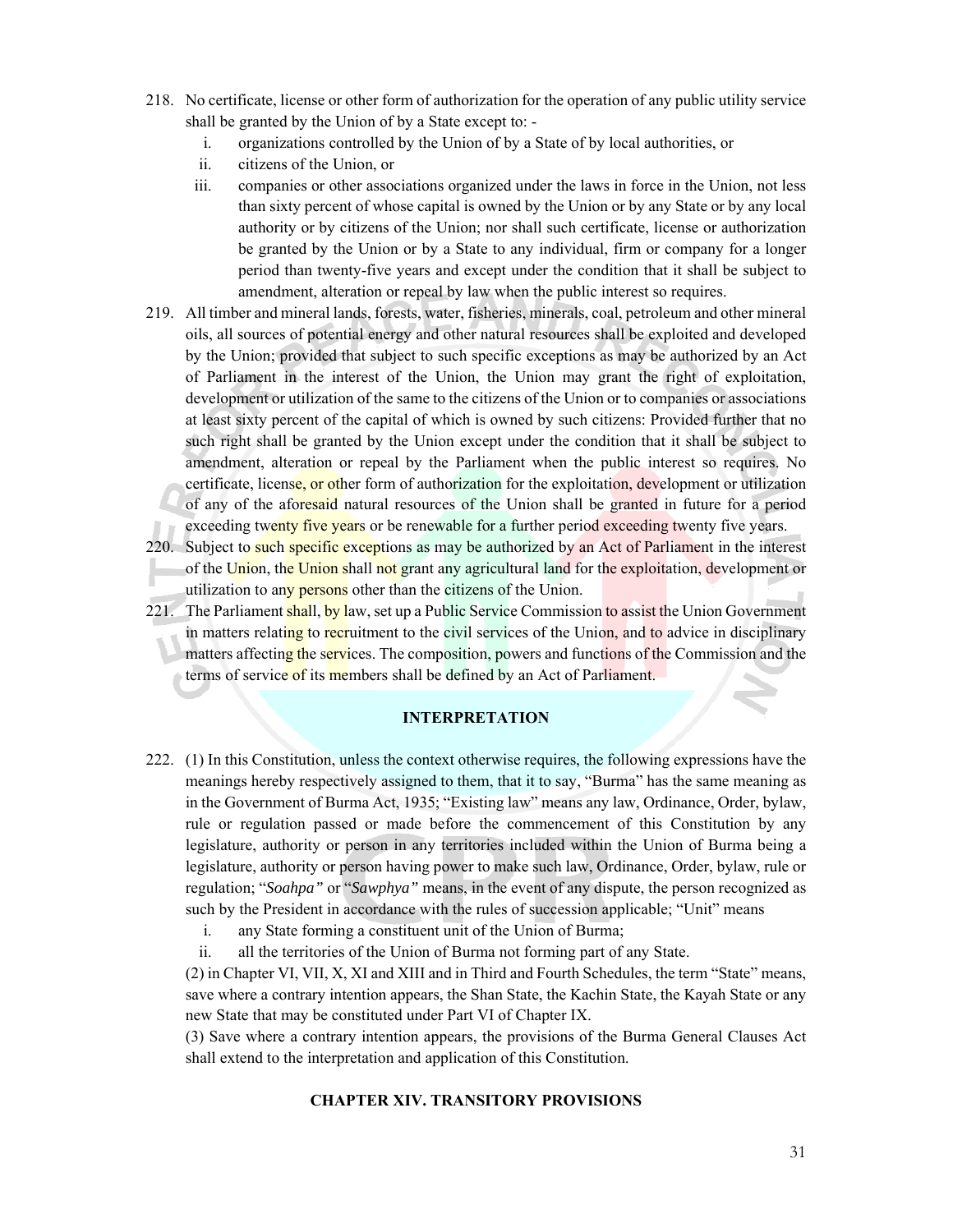218. No certificate, license or other form of authorization for the operation of any public utility service shall be granted by the Union of by a State except to: -
   i. organizations controlled by the Union of by a State of by local authorities, or
   ii. citizens of the Union, or
   iii. companies or other associations organized under the laws in force in the Union, not less than sixty percent of whose capital is owned by the Union or by any State or by any local authority or by citizens of the Union; nor shall such certificate, license or authorization be granted by the Union or by a State to any individual, firm or company for a longer period than twenty-five years and except under the condition that it shall be subject to amendment, alteration or repeal by law when the public interest so requires.

219. All timber and mineral lands, forests, water, fisheries, minerals, coal, petroleum and other mineral oils, all sources of potential energy and other natural resources shall be exploited and developed by the Union; provided that subject to such specific exceptions as may be authorized by an Act of Parliament in the interest of the Union, the Union may grant the right of exploitation, development or utilization of the same to the citizens of the Union or to companies or associations at least sixty percent of the capital of which is owned by such citizens: Provided further that no such right shall be granted by the Union except under the condition that it shall be subject to amendment, alteration or repeal by the Parliament when the public interest so requires. No certificate, license, or other form of authorization for the exploitation, development or utilization of any of the aforesaid natural resources of the Union shall be granted in future for a period exceeding twenty five years or be renewable for a further period exceeding twenty five years.

220. Subject to such specific exceptions as may be authorized by an Act of Parliament in the interest of the Union, the Union shall not grant any agricultural land for the exploitation, development or utilization to any persons other than the citizens of the Union.

221. The Parliament shall, by law, set up a Public Service Commission to assist the Union Government in matters relating to recruitment to the civil services of the Union, and to advice in disciplinary matters affecting the services. The composition, powers and functions of the Commission and the terms of service of its members shall be defined by an Act of Parliament.

## INTERPRETATION

222. (1) In this Constitution, unless the context otherwise requires, the following expressions have the meanings hereby respectively assigned to them, that it to say, "Burma" has the same meaning as in the Government of Burma Act, 1935; "Existing law" means any law, Ordinance, Order, bylaw, rule or regulation passed or made before the commencement of this Constitution by any legislature, authority or person in any territories included within the Union of Burma being a legislature, authority or person having power to make such law, Ordinance, Order, bylaw, rule or regulation; "*Soahpa"* or "*Sawphya"* means, in the event of any dispute, the person recognized as such by the President in accordance with the rules of succession applicable; "Unit" means
   i. any State forming a constituent unit of the Union of Burma;
   ii. all the territories of the Union of Burma not forming part of any State.

   (2) in Chapter VI, VII, X, XI and XIII and in Third and Fourth Schedules, the term "State" means, save where a contrary intention appears, the Shan State, the Kachin State, the Kayah State or any new State that may be constituted under Part VI of Chapter IX.

   (3) Save where a contrary intention appears, the provisions of the Burma General Clauses Act shall extend to the interpretation and application of this Constitution.

## CHAPTER XIV. TRANSITORY PROVISIONS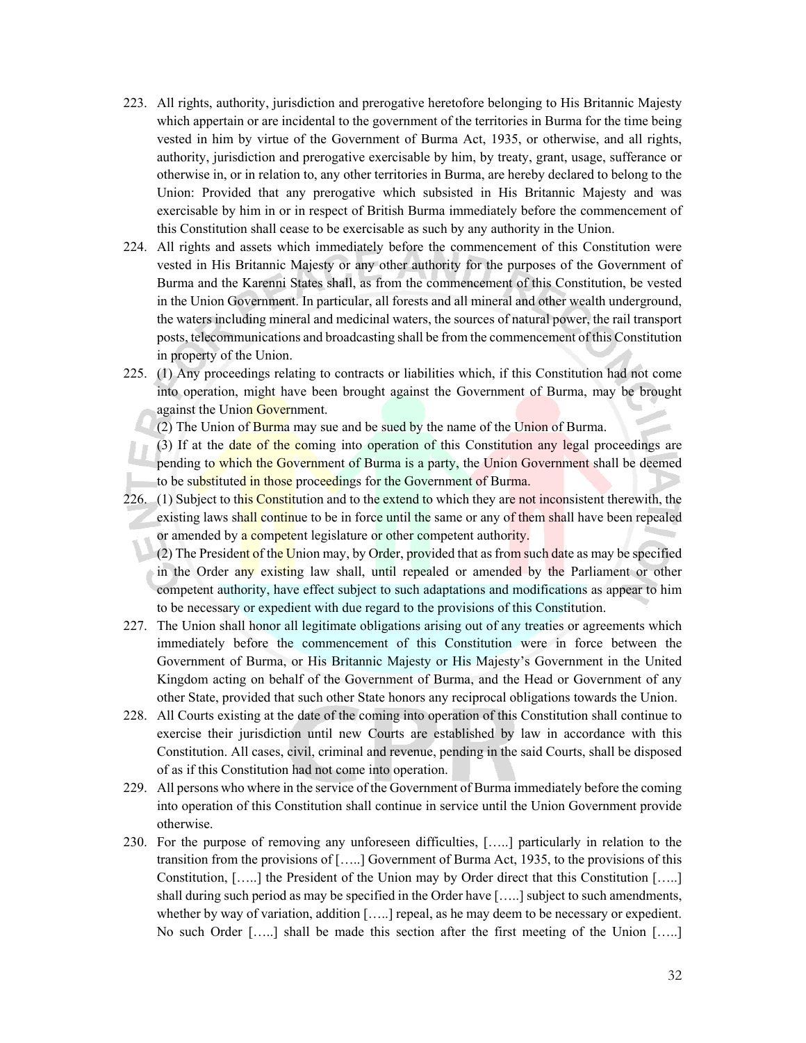223. All rights, authority, jurisdiction and prerogative heretofore belonging to His Britannic Majesty which appertain or are incidental to the government of the territories in Burma for the time being vested in him by virtue of the Government of Burma Act, 1935, or otherwise, and all rights, authority, jurisdiction and prerogative exercisable by him, by treaty, grant, usage, sufferance or otherwise in, or in relation to, any other territories in Burma, are hereby declared to belong to the Union: Provided that any prerogative which subsisted in His Britannic Majesty and was exercisable by him in or in respect of British Burma immediately before the commencement of this Constitution shall cease to be exercisable as such by any authority in the Union.

224. All rights and assets which immediately before the commencement of this Constitution were vested in His Britannic Majesty or any other authority for the purposes of the Government of Burma and the Karenni States shall, as from the commencement of this Constitution, be vested in the Union Government. In particular, all forests and all mineral and other wealth underground, the waters including mineral and medicinal waters, the sources of natural power, the rail transport posts, telecommunications and broadcasting shall be from the commencement of this Constitution in property of the Union.

225. (1) Any proceedings relating to contracts or liabilities which, if this Constitution had not come into operation, might have been brought against the Government of Burma, may be brought against the Union Government.

(2) The Union of Burma may sue and be sued by the name of the Union of Burma.

(3) If at the date of the coming into operation of this Constitution any legal proceedings are pending to which the Government of Burma is a party, the Union Government shall be deemed to be substituted in those proceedings for the Government of Burma.

226. (1) Subject to this Constitution and to the extend to which they are not inconsistent therewith, the existing laws shall continue to be in force until the same or any of them shall have been repealed or amended by a competent legislature or other competent authority.

(2) The President of the Union may, by Order, provided that as from such date as may be specified in the Order any existing law shall, until repealed or amended by the Parliament or other competent authority, have effect subject to such adaptations and modifications as appear to him to be necessary or expedient with due regard to the provisions of this Constitution.

227. The Union shall honor all legitimate obligations arising out of any treaties or agreements which immediately before the commencement of this Constitution were in force between the Government of Burma, or His Britannic Majesty or His Majesty's Government in the United Kingdom acting on behalf of the Government of Burma, and the Head or Government of any other State, provided that such other State honors any reciprocal obligations towards the Union.

228. All Courts existing at the date of the coming into operation of this Constitution shall continue to exercise their jurisdiction until new Courts are established by law in accordance with this Constitution. All cases, civil, criminal and revenue, pending in the said Courts, shall be disposed of as if this Constitution had not come into operation.

229. All persons who where in the service of the Government of Burma immediately before the coming into operation of this Constitution shall continue in service until the Union Government provide otherwise.

230. For the purpose of removing any unforeseen difficulties, […..] particularly in relation to the transition from the provisions of […..] Government of Burma Act, 1935, to the provisions of this Constitution, […..] the President of the Union may by Order direct that this Constitution […..] shall during such period as may be specified in the Order have […..] subject to such amendments, whether by way of variation, addition […..] repeal, as he may deem to be necessary or expedient. No such Order […..] shall be made this section after the first meeting of the Union […..]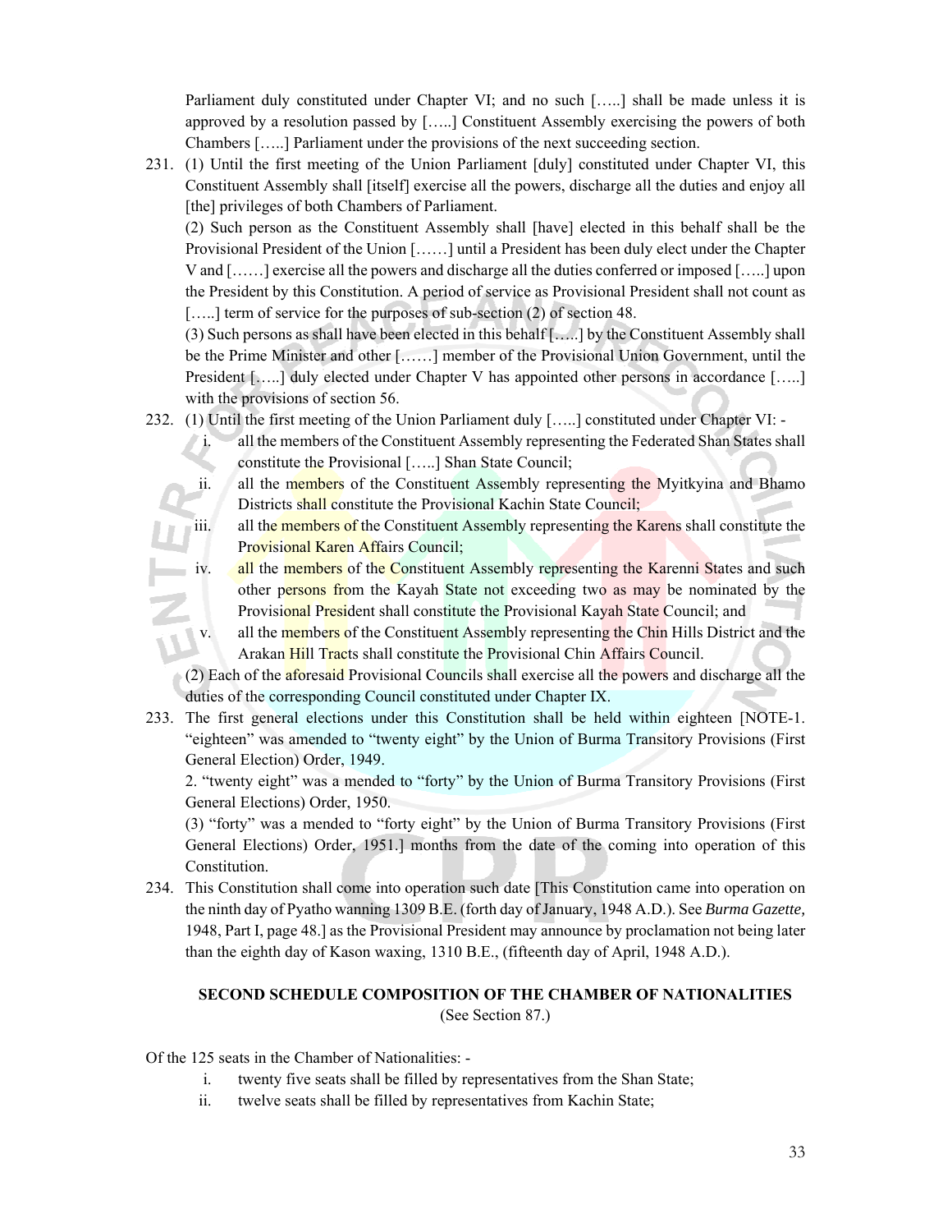Parliament duly constituted under Chapter VI; and no such […..] shall be made unless it is approved by a resolution passed by […..] Constituent Assembly exercising the powers of both Chambers […..] Parliament under the provisions of the next succeeding section.

231. (1) Until the first meeting of the Union Parliament [duly] constituted under Chapter VI, this Constituent Assembly shall [itself] exercise all the powers, discharge all the duties and enjoy all [the] privileges of both Chambers of Parliament.

(2) Such person as the Constituent Assembly shall [have] elected in this behalf shall be the Provisional President of the Union [……] until a President has been duly elect under the Chapter V and [……] exercise all the powers and discharge all the duties conferred or imposed […..] upon the President by this Constitution. A period of service as Provisional President shall not count as […..] term of service for the purposes of sub-section (2) of section 48.

(3) Such persons as shall have been elected in this behalf […..] by the Constituent Assembly shall be the Prime Minister and other [……] member of the Provisional Union Government, until the President […..] duly elected under Chapter V has appointed other persons in accordance […..] with the provisions of section 56.

232. (1) Until the first meeting of the Union Parliament duly […..] constituted under Chapter VI: -

   i. all the members of the Constituent Assembly representing the Federated Shan States shall constitute the Provisional […..] Shan State Council;
   ii. all the members of the Constituent Assembly representing the Myitkyina and Bhamo Districts shall constitute the Provisional Kachin State Council;
   iii. all the members of the Constituent Assembly representing the Karens shall constitute the Provisional Karen Affairs Council;
   iv. all the members of the Constituent Assembly representing the Karenni States and such other persons from the Kayah State not exceeding two as may be nominated by the Provisional President shall constitute the Provisional Kayah State Council; and
   v. all the members of the Constituent Assembly representing the Chin Hills District and the Arakan Hill Tracts shall constitute the Provisional Chin Affairs Council.

(2) Each of the aforesaid Provisional Councils shall exercise all the powers and discharge all the duties of the corresponding Council constituted under Chapter IX.

233. The first general elections under this Constitution shall be held within eighteen [NOTE-1. "eighteen" was amended to "twenty eight" by the Union of Burma Transitory Provisions (First General Election) Order, 1949.

2. "twenty eight" was a mended to "forty" by the Union of Burma Transitory Provisions (First General Elections) Order, 1950.

(3) "forty" was a mended to "forty eight" by the Union of Burma Transitory Provisions (First General Elections) Order, 1951.] months from the date of the coming into operation of this Constitution.

234. This Constitution shall come into operation such date [This Constitution came into operation on the ninth day of Pyatho wanning 1309 B.E. (forth day of January, 1948 A.D.). See *Burma Gazette,* 1948, Part I, page 48.] as the Provisional President may announce by proclamation not being later than the eighth day of Kason waxing, 1310 B.E., (fifteenth day of April, 1948 A.D.).

## SECOND SCHEDULE COMPOSITION OF THE CHAMBER OF NATIONALITIES

(See Section 87.)

Of the 125 seats in the Chamber of Nationalities: -

   i. twenty five seats shall be filled by representatives from the Shan State;
   ii. twelve seats shall be filled by representatives from Kachin State;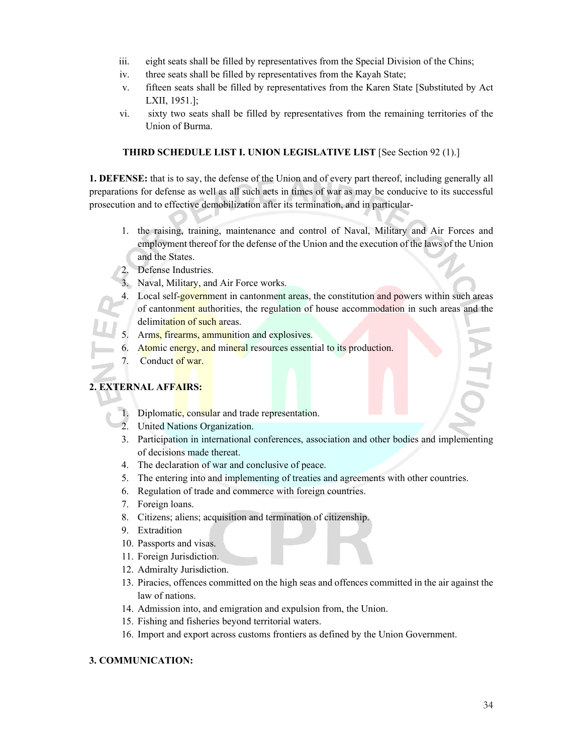iii. eight seats shall be filled by representatives from the Special Division of the Chins;
iv. three seats shall be filled by representatives from the Kayah State;
v. fifteen seats shall be filled by representatives from the Karen State [Substituted by Act LXII, 1951.];
vi. sixty two seats shall be filled by representatives from the remaining territories of the Union of Burma.

**THIRD SCHEDULE LIST I. UNION LEGISLATIVE LIST** [See Section 92 (1).]

**1. DEFENSE:** that is to say, the defense of the Union and of every part thereof, including generally all preparations for defense as well as all such acts in times of war as may be conducive to its successful prosecution and to effective demobilization after its termination, and in particular-

1. the raising, training, maintenance and control of Naval, Military and Air Forces and employment thereof for the defense of the Union and the execution of the laws of the Union and the States.
2. Defense Industries.
3. Naval, Military, and Air Force works.
4. Local self-government in cantonment areas, the constitution and powers within such areas of cantonment authorities, the regulation of house accommodation in such areas and the delimitation of such areas.
5. Arms, firearms, ammunition and explosives.
6. Atomic energy, and mineral resources essential to its production.
7. Conduct of war.

**2. EXTERNAL AFFAIRS:**

1. Diplomatic, consular and trade representation.
2. United Nations Organization.
3. Participation in international conferences, association and other bodies and implementing of decisions made thereat.
4. The declaration of war and conclusive of peace.
5. The entering into and implementing of treaties and agreements with other countries.
6. Regulation of trade and commerce with foreign countries.
7. Foreign loans.
8. Citizens; aliens; acquisition and termination of citizenship.
9. Extradition
10. Passports and visas.
11. Foreign Jurisdiction.
12. Admiralty Jurisdiction.
13. Piracies, offences committed on the high seas and offences committed in the air against the law of nations.
14. Admission into, and emigration and expulsion from, the Union.
15. Fishing and fisheries beyond territorial waters.
16. Import and export across customs frontiers as defined by the Union Government.

**3. COMMUNICATION:**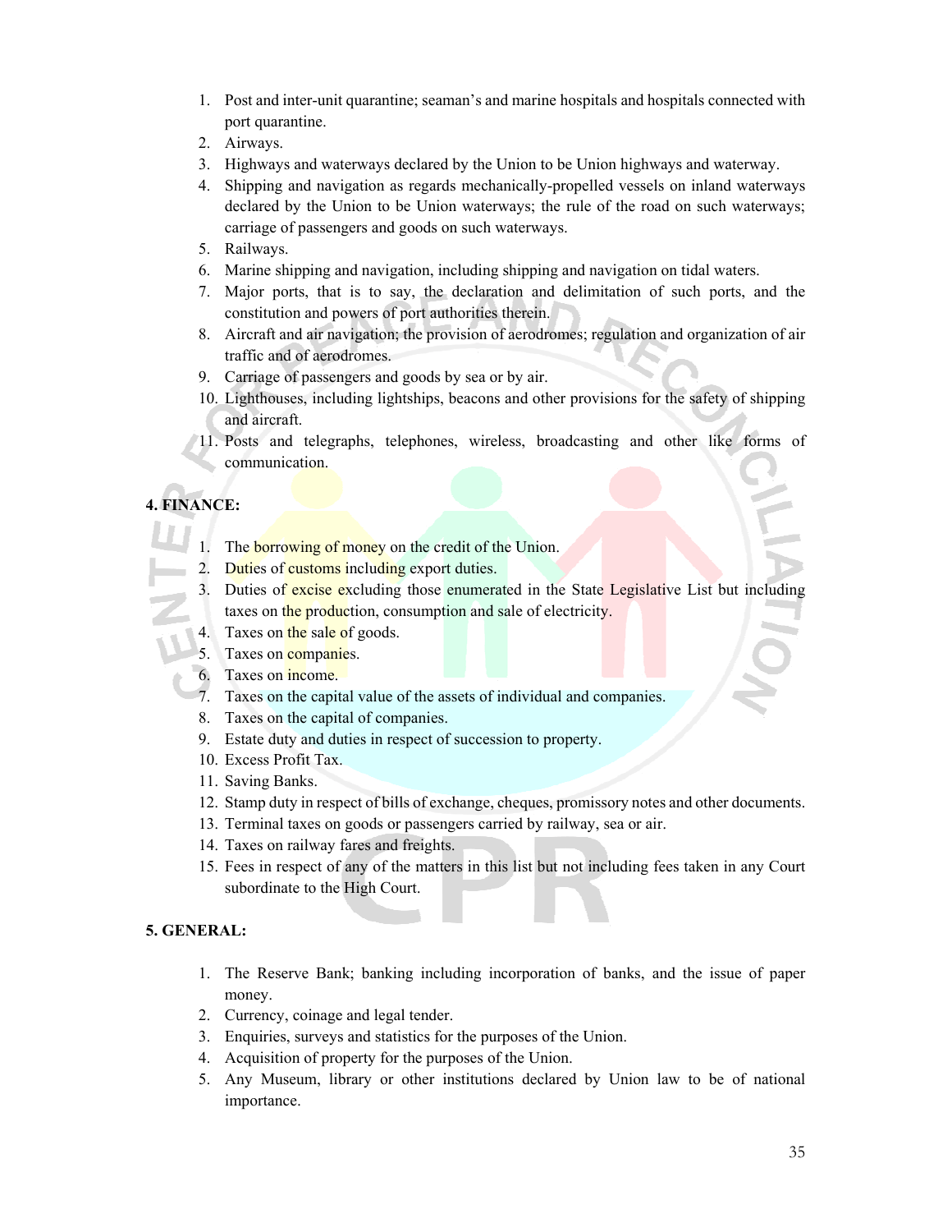1. Post and inter-unit quarantine; seaman's and marine hospitals and hospitals connected with port quarantine.
2. Airways.
3. Highways and waterways declared by the Union to be Union highways and waterway.
4. Shipping and navigation as regards mechanically-propelled vessels on inland waterways declared by the Union to be Union waterways; the rule of the road on such waterways; carriage of passengers and goods on such waterways.
5. Railways.
6. Marine shipping and navigation, including shipping and navigation on tidal waters.
7. Major ports, that is to say, the declaration and delimitation of such ports, and the constitution and powers of port authorities therein.
8. Aircraft and air navigation; the provision of aerodromes; regulation and organization of air traffic and of aerodromes.
9. Carriage of passengers and goods by sea or by air.
10. Lighthouses, including lightships, beacons and other provisions for the safety of shipping and aircraft.
11. Posts and telegraphs, telephones, wireless, broadcasting and other like forms of communication.

**4. FINANCE:**

1. The borrowing of money on the credit of the Union.
2. Duties of customs including export duties.
3. Duties of excise excluding those enumerated in the State Legislative List but including taxes on the production, consumption and sale of electricity.
4. Taxes on the sale of goods.
5. Taxes on companies.
6. Taxes on income.
7. Taxes on the capital value of the assets of individual and companies.
8. Taxes on the capital of companies.
9. Estate duty and duties in respect of succession to property.
10. Excess Profit Tax.
11. Saving Banks.
12. Stamp duty in respect of bills of exchange, cheques, promissory notes and other documents.
13. Terminal taxes on goods or passengers carried by railway, sea or air.
14. Taxes on railway fares and freights.
15. Fees in respect of any of the matters in this list but not including fees taken in any Court subordinate to the High Court.

**5. GENERAL:**

1. The Reserve Bank; banking including incorporation of banks, and the issue of paper money.
2. Currency, coinage and legal tender.
3. Enquiries, surveys and statistics for the purposes of the Union.
4. Acquisition of property for the purposes of the Union.
5. Any Museum, library or other institutions declared by Union law to be of national importance.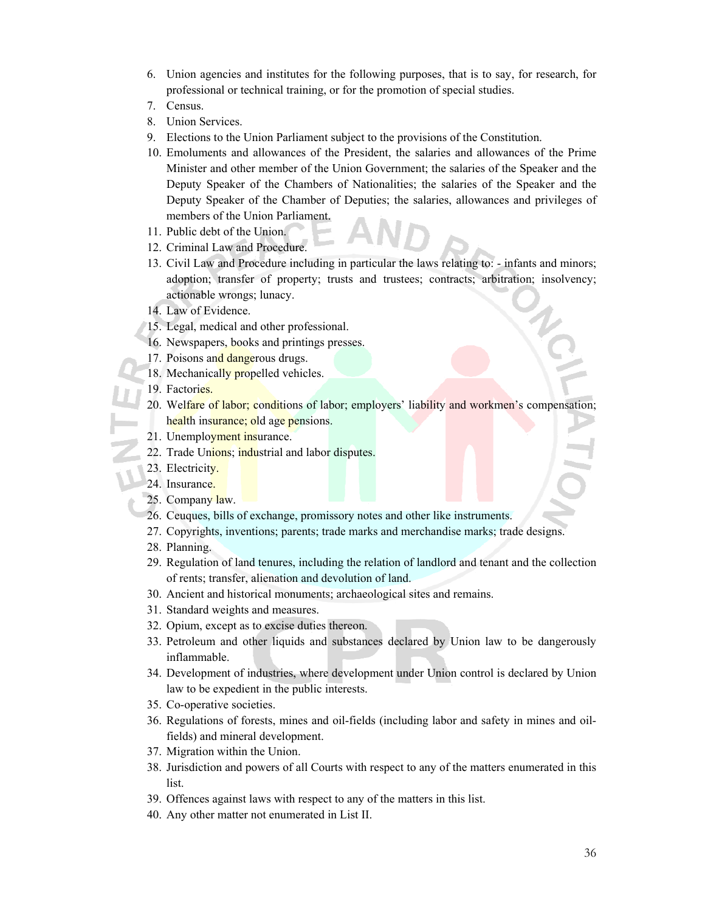6. Union agencies and institutes for the following purposes, that is to say, for research, for professional or technical training, or for the promotion of special studies.
7. Census.
8. Union Services.
9. Elections to the Union Parliament subject to the provisions of the Constitution.
10. Emoluments and allowances of the President, the salaries and allowances of the Prime Minister and other member of the Union Government; the salaries of the Speaker and the Deputy Speaker of the Chambers of Nationalities; the salaries of the Speaker and the Deputy Speaker of the Chamber of Deputies; the salaries, allowances and privileges of members of the Union Parliament.
11. Public debt of the Union.
12. Criminal Law and Procedure.
13. Civil Law and Procedure including in particular the laws relating to: - infants and minors; adoption; transfer of property; trusts and trustees; contracts; arbitration; insolvency; actionable wrongs; lunacy.
14. Law of Evidence.
15. Legal, medical and other professional.
16. Newspapers, books and printings presses.
17. Poisons and dangerous drugs.
18. Mechanically propelled vehicles.
19. Factories.
20. Welfare of labor; conditions of labor; employers' liability and workmen's compensation; health insurance; old age pensions.
21. Unemployment insurance.
22. Trade Unions; industrial and labor disputes.
23. Electricity.
24. Insurance.
25. Company law.
26. Ceuques, bills of exchange, promissory notes and other like instruments.
27. Copyrights, inventions; parents; trade marks and merchandise marks; trade designs.
28. Planning.
29. Regulation of land tenures, including the relation of landlord and tenant and the collection of rents; transfer, alienation and devolution of land.
30. Ancient and historical monuments; archaeological sites and remains.
31. Standard weights and measures.
32. Opium, except as to excise duties thereon.
33. Petroleum and other liquids and substances declared by Union law to be dangerously inflammable.
34. Development of industries, where development under Union control is declared by Union law to be expedient in the public interests.
35. Co-operative societies.
36. Regulations of forests, mines and oil-fields (including labor and safety in mines and oil-fields) and mineral development.
37. Migration within the Union.
38. Jurisdiction and powers of all Courts with respect to any of the matters enumerated in this list.
39. Offences against laws with respect to any of the matters in this list.
40. Any other matter not enumerated in List II.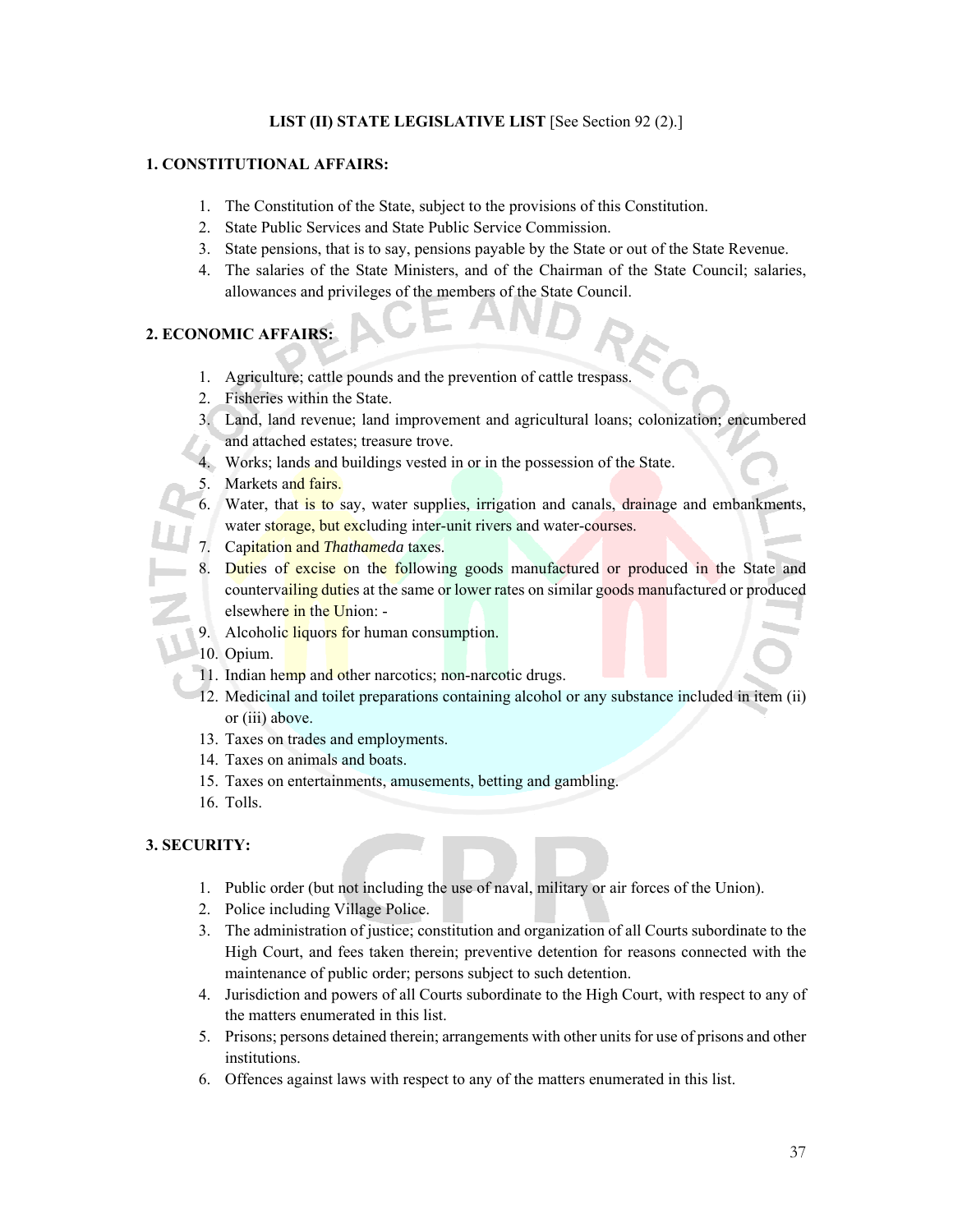**LIST (II) STATE LEGISLATIVE LIST** [See Section 92 (2).]

**1. CONSTITUTIONAL AFFAIRS:**

1. The Constitution of the State, subject to the provisions of this Constitution.
2. State Public Services and State Public Service Commission.
3. State pensions, that is to say, pensions payable by the State or out of the State Revenue.
4. The salaries of the State Ministers, and of the Chairman of the State Council; salaries, allowances and privileges of the members of the State Council.

**2. ECONOMIC AFFAIRS:**

1. Agriculture; cattle pounds and the prevention of cattle trespass.
2. Fisheries within the State.
3. Land, land revenue; land improvement and agricultural loans; colonization; encumbered and attached estates; treasure trove.
4. Works; lands and buildings vested in or in the possession of the State.
5. Markets and fairs.
6. Water, that is to say, water supplies, irrigation and canals, drainage and embankments, water storage, but excluding inter-unit rivers and water-courses.
7. Capitation and *Thathameda* taxes.
8. Duties of excise on the following goods manufactured or produced in the State and countervailing duties at the same or lower rates on similar goods manufactured or produced elsewhere in the Union: -
9. Alcoholic liquors for human consumption.
10. Opium.
11. Indian hemp and other narcotics; non-narcotic drugs.
12. Medicinal and toilet preparations containing alcohol or any substance included in item (ii) or (iii) above.
13. Taxes on trades and employments.
14. Taxes on animals and boats.
15. Taxes on entertainments, amusements, betting and gambling.
16. Tolls.

**3. SECURITY:**

1. Public order (but not including the use of naval, military or air forces of the Union).
2. Police including Village Police.
3. The administration of justice; constitution and organization of all Courts subordinate to the High Court, and fees taken therein; preventive detention for reasons connected with the maintenance of public order; persons subject to such detention.
4. Jurisdiction and powers of all Courts subordinate to the High Court, with respect to any of the matters enumerated in this list.
5. Prisons; persons detained therein; arrangements with other units for use of prisons and other institutions.
6. Offences against laws with respect to any of the matters enumerated in this list.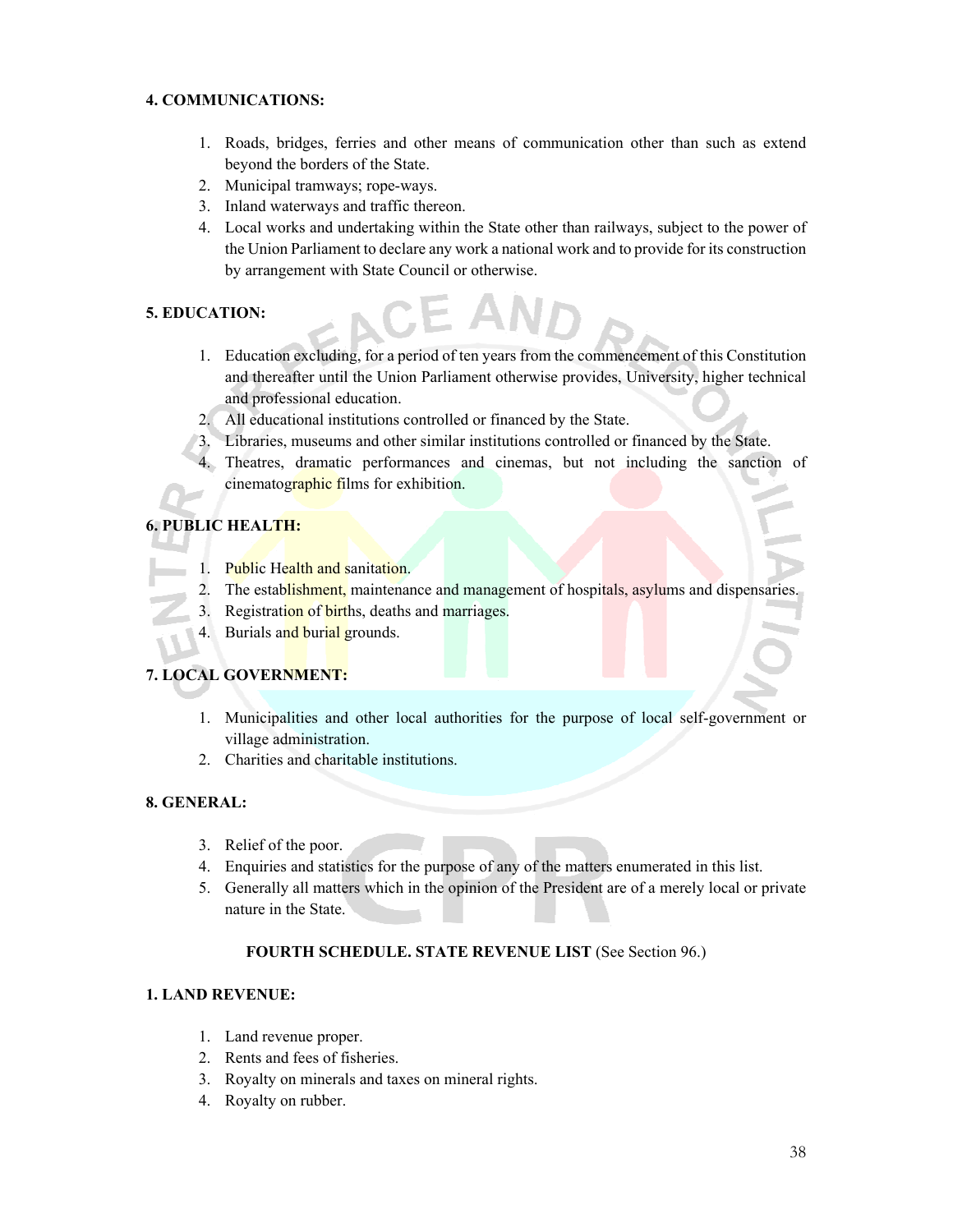**4. COMMUNICATIONS:**

1. Roads, bridges, ferries and other means of communication other than such as extend beyond the borders of the State.
2. Municipal tramways; rope-ways.
3. Inland waterways and traffic thereon.
4. Local works and undertaking within the State other than railways, subject to the power of the Union Parliament to declare any work a national work and to provide for its construction by arrangement with State Council or otherwise.

**5. EDUCATION:**

1. Education excluding, for a period of ten years from the commencement of this Constitution and thereafter until the Union Parliament otherwise provides, University, higher technical and professional education.
2. All educational institutions controlled or financed by the State.
3. Libraries, museums and other similar institutions controlled or financed by the State.
4. Theatres, dramatic performances and cinemas, but not including the sanction of cinematographic films for exhibition.

**6. PUBLIC HEALTH:**

1. Public Health and sanitation.
2. The establishment, maintenance and management of hospitals, asylums and dispensaries.
3. Registration of births, deaths and marriages.
4. Burials and burial grounds.

**7. LOCAL GOVERNMENT:**

1. Municipalities and other local authorities for the purpose of local self-government or village administration.
2. Charities and charitable institutions.

**8. GENERAL:**

3. Relief of the poor.
4. Enquiries and statistics for the purpose of any of the matters enumerated in this list.
5. Generally all matters which in the opinion of the President are of a merely local or private nature in the State.

**FOURTH SCHEDULE. STATE REVENUE LIST** (See Section 96.)

**1. LAND REVENUE:**

1. Land revenue proper.
2. Rents and fees of fisheries.
3. Royalty on minerals and taxes on mineral rights.
4. Royalty on rubber.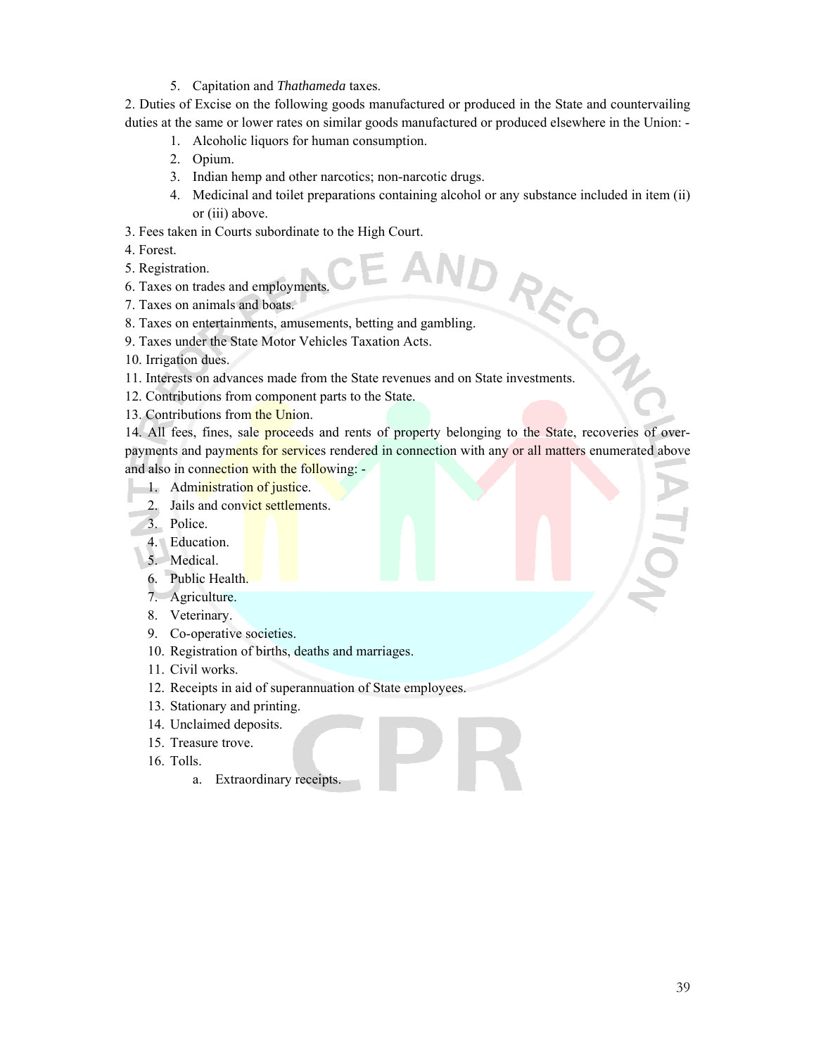5. Capitation and *Thathameda* taxes.

2. Duties of Excise on the following goods manufactured or produced in the State and countervailing duties at the same or lower rates on similar goods manufactured or produced elsewhere in the Union: -

1. Alcoholic liquors for human consumption.
2. Opium.
3. Indian hemp and other narcotics; non-narcotic drugs.
4. Medicinal and toilet preparations containing alcohol or any substance included in item (ii) or (iii) above.

3. Fees taken in Courts subordinate to the High Court.

4. Forest.

5. Registration.

6. Taxes on trades and employments.

7. Taxes on animals and boats.

8. Taxes on entertainments, amusements, betting and gambling.

9. Taxes under the State Motor Vehicles Taxation Acts.

10. Irrigation dues.

11. Interests on advances made from the State revenues and on State investments.

12. Contributions from component parts to the State.

13. Contributions from the Union.

14. All fees, fines, sale proceeds and rents of property belonging to the State, recoveries of over-payments and payments for services rendered in connection with any or all matters enumerated above and also in connection with the following: -

1. Administration of justice.
2. Jails and convict settlements.
3. Police.
4. Education.
5. Medical.
6. Public Health.
7. Agriculture.
8. Veterinary.
9. Co-operative societies.
10. Registration of births, deaths and marriages.
11. Civil works.
12. Receipts in aid of superannuation of State employees.
13. Stationary and printing.
14. Unclaimed deposits.
15. Treasure trove.
16. Tolls.
    a. Extraordinary receipts.